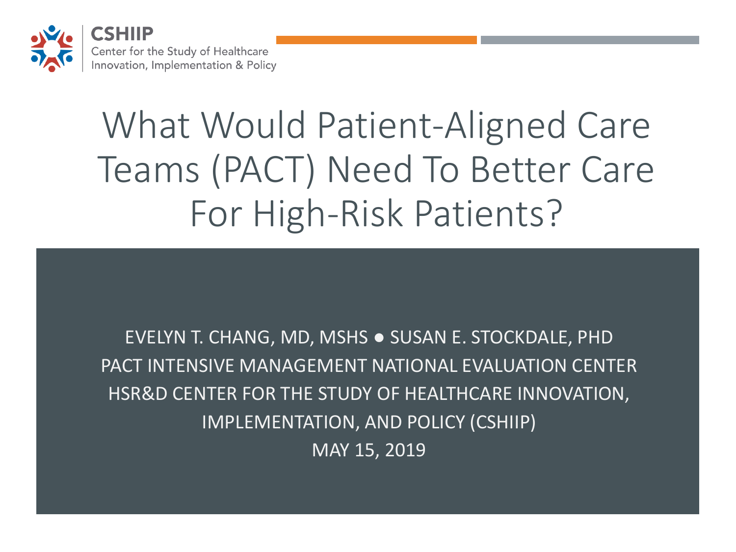**CSHIIP**
Center for the Study of Healthcare Innovation, Implementation & Policy

# What Would Patient-Aligned Care Teams (PACT) Need To Better Care For High-Risk Patients?

EVELYN T. CHANG, MD, MSHS ● SUSAN E. STOCKDALE, PHD

PACT INTENSIVE MANAGEMENT NATIONAL EVALUATION CENTER

HSR&D CENTER FOR THE STUDY OF HEALTHCARE INNOVATION, IMPLEMENTATION, AND POLICY (CSHIIP)

MAY 15, 2019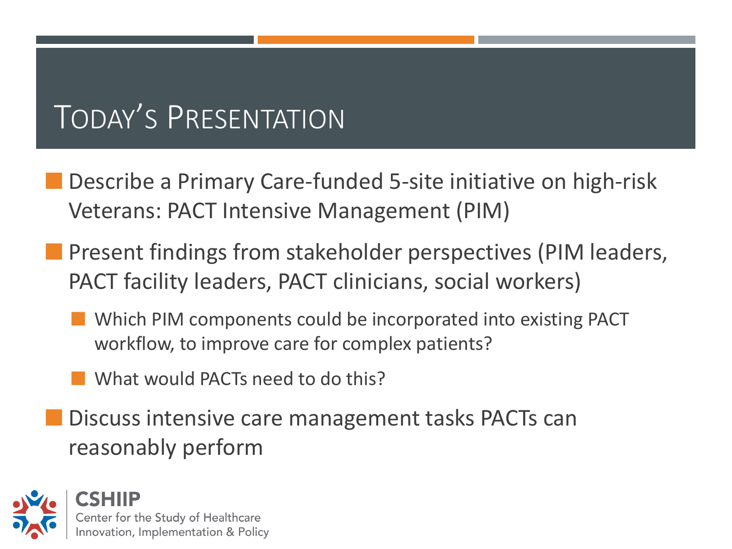# Today's Presentation

- Describe a Primary Care-funded 5-site initiative on high-risk Veterans: PACT Intensive Management (PIM)
- Present findings from stakeholder perspectives (PIM leaders, PACT facility leaders, PACT clinicians, social workers)
  - Which PIM components could be incorporated into existing PACT workflow, to improve care for complex patients?
  - What would PACTs need to do this?
- Discuss intensive care management tasks PACTs can reasonably perform

**CSHIIP**
Center for the Study of Healthcare Innovation, Implementation & Policy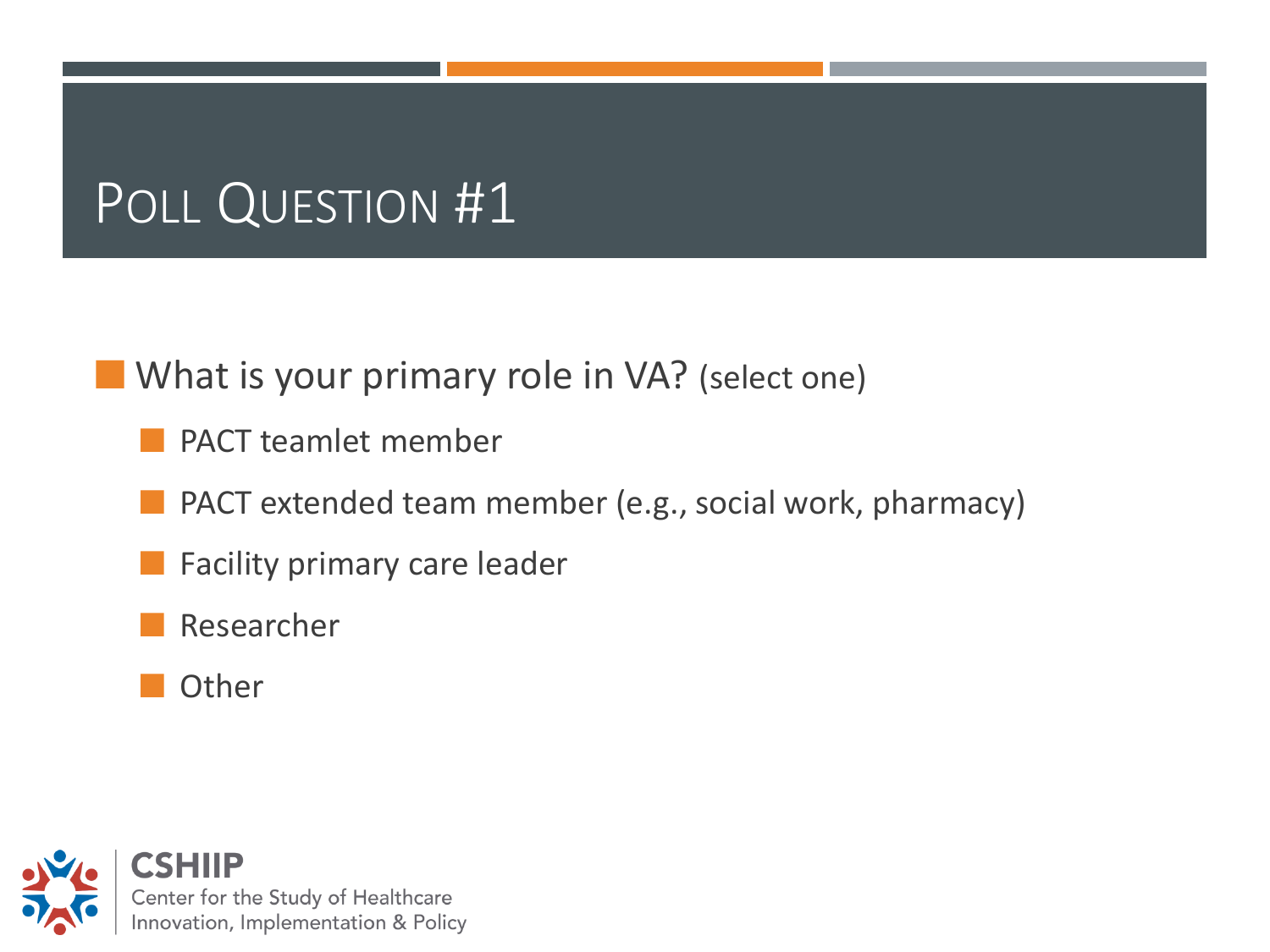# Poll Question #1

- What is your primary role in VA? (select one)
  - PACT teamlet member
  - PACT extended team member (e.g., social work, pharmacy)
  - Facility primary care leader
  - Researcher
  - Other

CSHIIP
Center for the Study of Healthcare Innovation, Implementation & Policy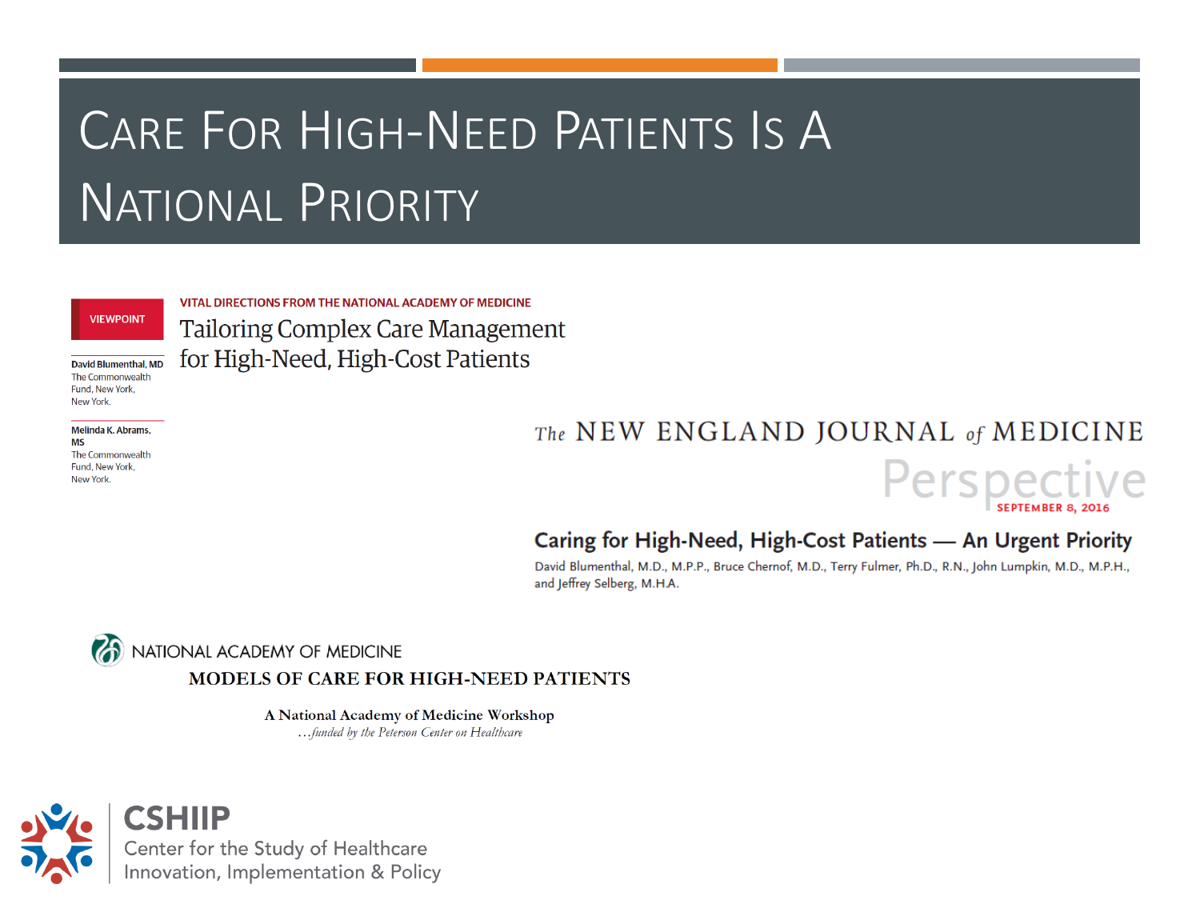# Care For High-Need Patients Is A National Priority

VIEWPOINT

VITAL DIRECTIONS FROM THE NATIONAL ACADEMY OF MEDICINE

## Tailoring Complex Care Management for High-Need, High-Cost Patients

**David Blumenthal, MD**
The Commonwealth Fund, New York, New York.

**Melinda K. Abrams, MS**
The Commonwealth Fund, New York, New York.

The NEW ENGLAND JOURNAL of MEDICINE

Perspective

SEPTEMBER 8, 2016

## Caring for High-Need, High-Cost Patients — An Urgent Priority

David Blumenthal, M.D., M.P.P., Bruce Chernof, M.D., Terry Fulmer, Ph.D., R.N., John Lumpkin, M.D., M.P.H., and Jeffrey Selberg, M.H.A.

NATIONAL ACADEMY OF MEDICINE

**MODELS OF CARE FOR HIGH-NEED PATIENTS**

A National Academy of Medicine Workshop

*…funded by the Peterson Center on Healthcare*

**CSHIIP**
Center for the Study of Healthcare Innovation, Implementation & Policy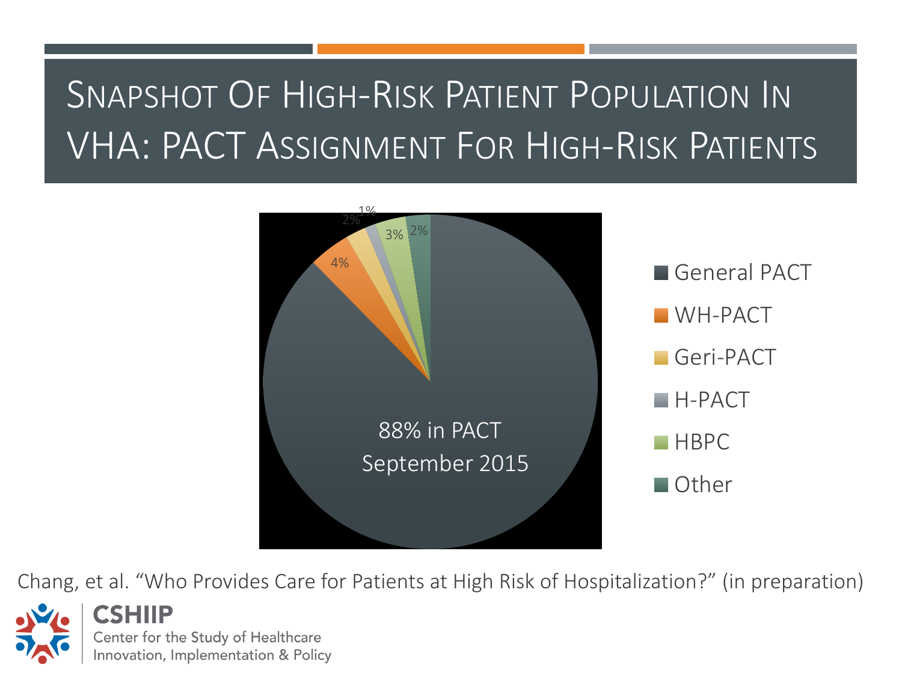# Snapshot Of High-Risk Patient Population In VHA: PACT Assignment For High-Risk Patients

- General PACT
- WH-PACT: 4%
- Geri-PACT: 2%
- H-PACT: 1%
- HBPC: 3%
- Other: 2%

88% in PACT
September 2015

Chang, et al. "Who Provides Care for Patients at High Risk of Hospitalization?" (in preparation)

**CSHIIP**
Center for the Study of Healthcare Innovation, Implementation & Policy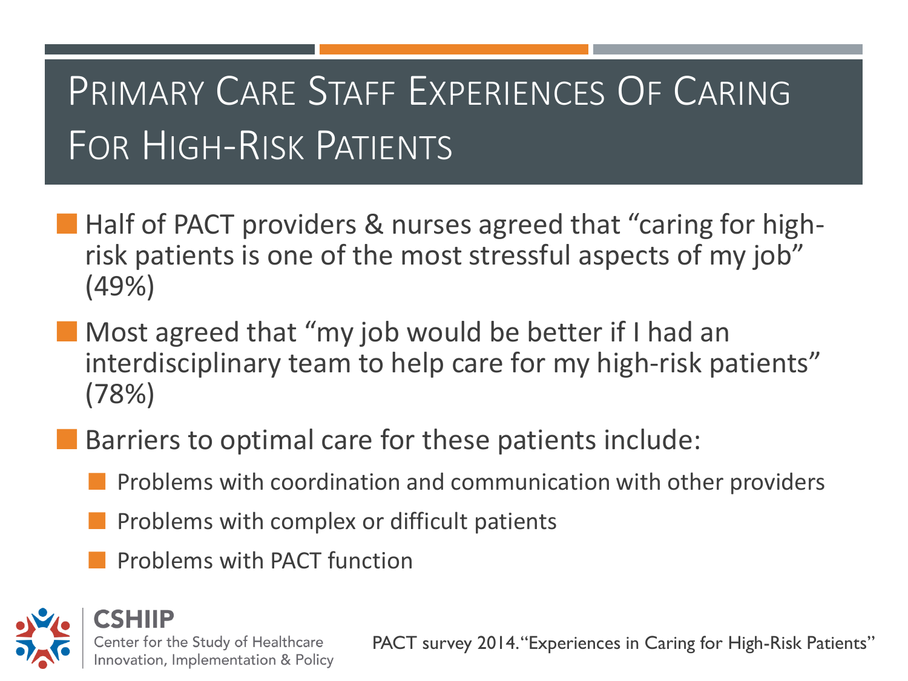# Primary Care Staff Experiences Of Caring For High-Risk Patients

- Half of PACT providers & nurses agreed that "caring for high-risk patients is one of the most stressful aspects of my job" (49%)
- Most agreed that "my job would be better if I had an interdisciplinary team to help care for my high-risk patients" (78%)
- Barriers to optimal care for these patients include:
  - Problems with coordination and communication with other providers
  - Problems with complex or difficult patients
  - Problems with PACT function

CSHIIP
Center for the Study of Healthcare Innovation, Implementation & Policy

PACT survey 2014. "Experiences in Caring for High-Risk Patients"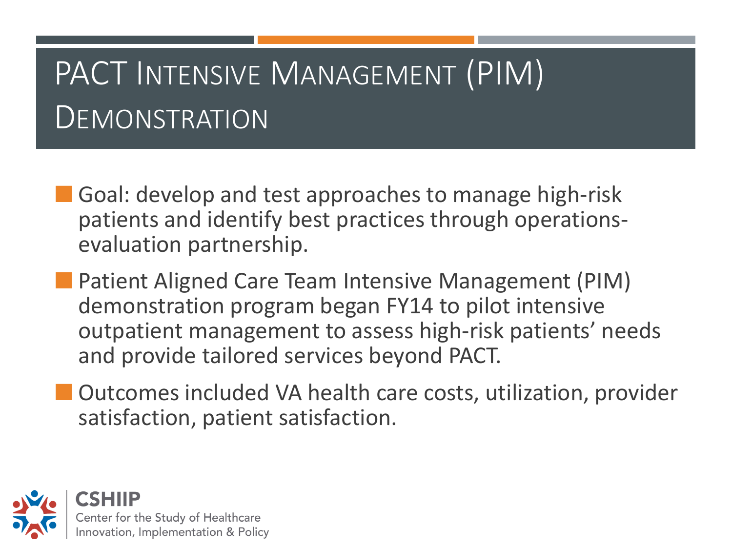# PACT Intensive Management (PIM) Demonstration

- Goal: develop and test approaches to manage high-risk patients and identify best practices through operations-evaluation partnership.
- Patient Aligned Care Team Intensive Management (PIM) demonstration program began FY14 to pilot intensive outpatient management to assess high-risk patients' needs and provide tailored services beyond PACT.
- Outcomes included VA health care costs, utilization, provider satisfaction, patient satisfaction.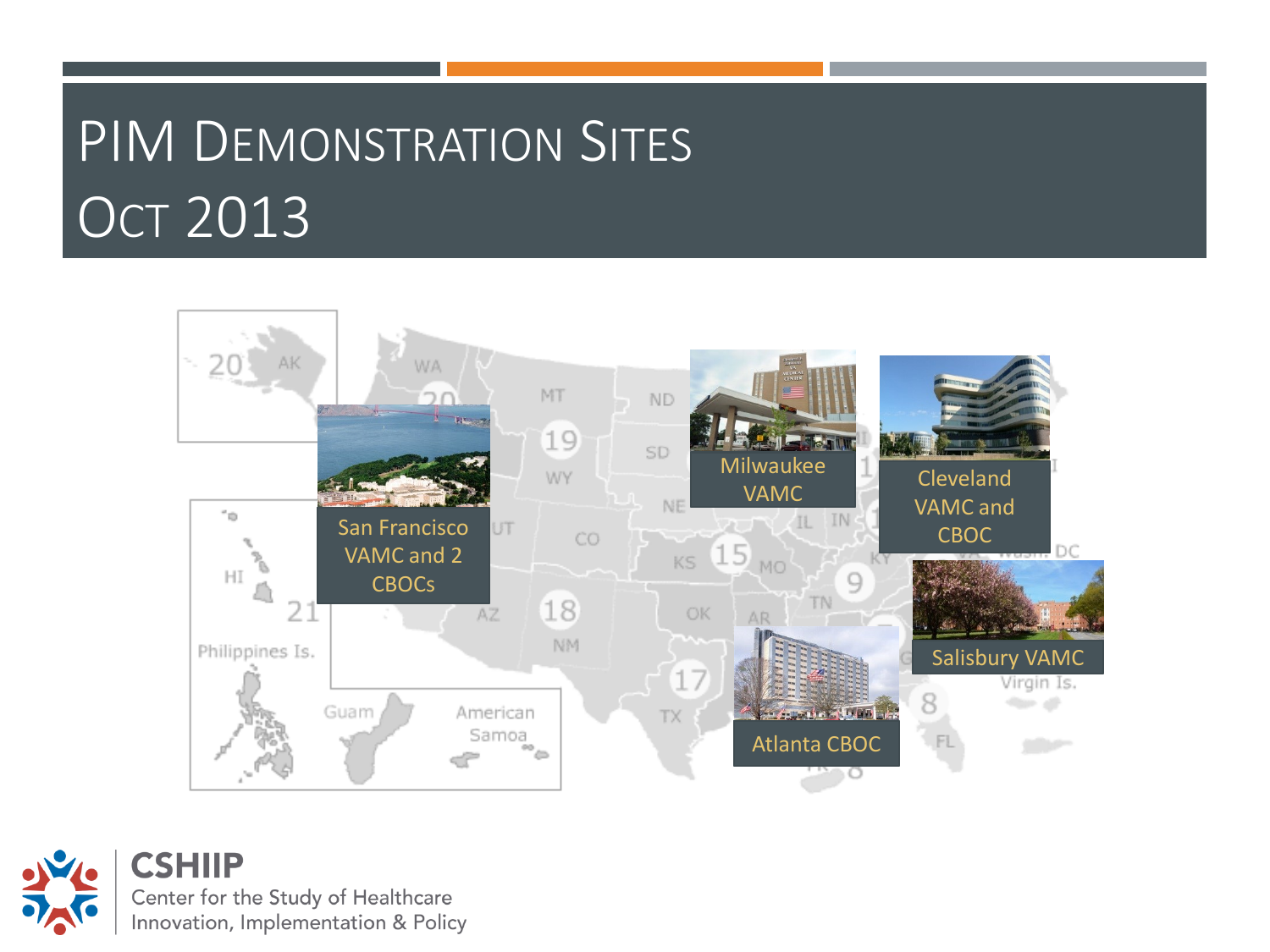# PIM Demonstration Sites Oct 2013

San Francisco VAMC and 2 CBOCs

Milwaukee VAMC

Cleveland VAMC and CBOC

Salisbury VAMC

Atlanta CBOC

**CSHIIP**
Center for the Study of Healthcare Innovation, Implementation & Policy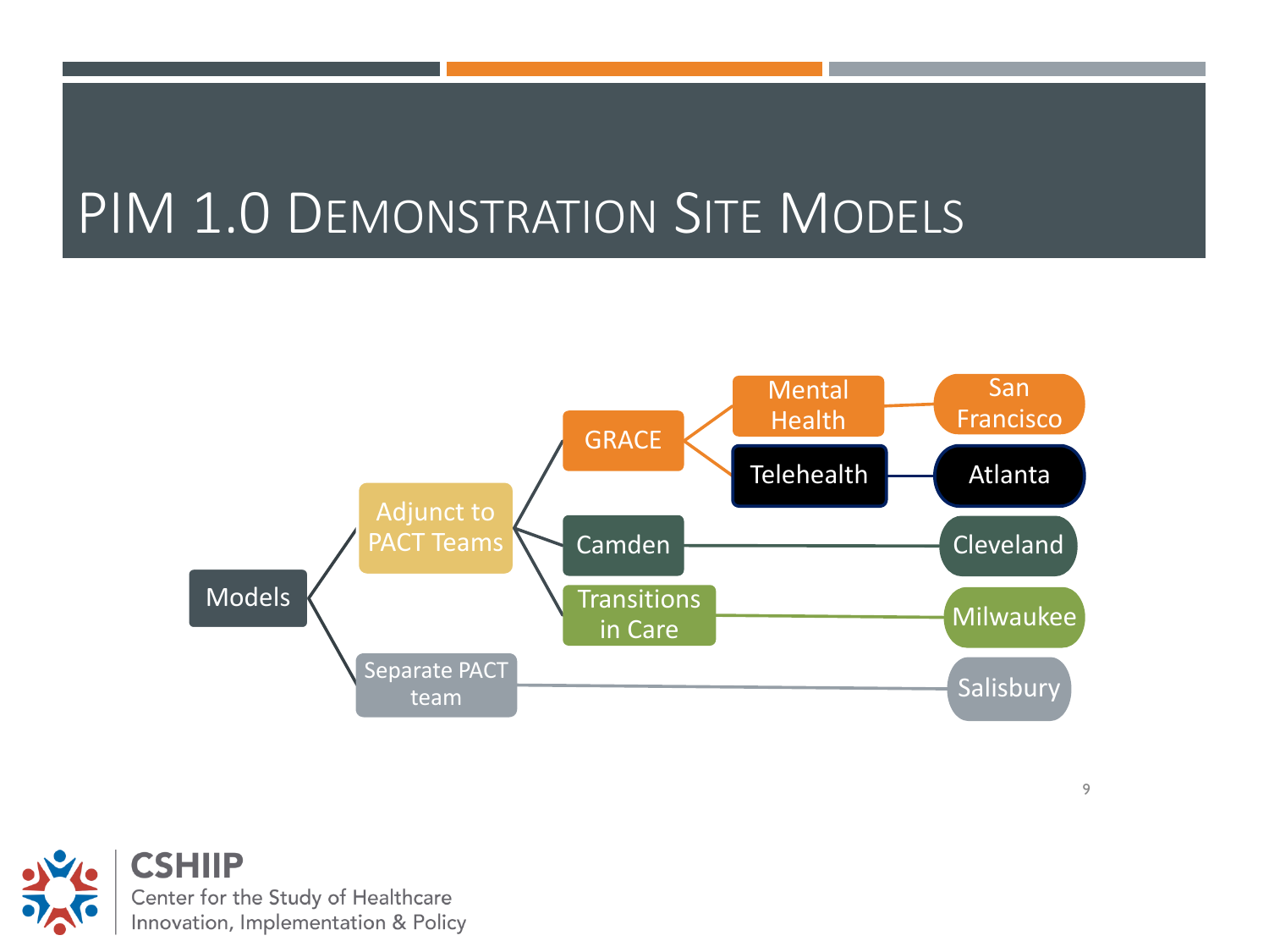# PIM 1.0 Demonstration Site Models

- Models
  - Adjunct to PACT Teams
    - GRACE
      - Mental Health
        - San Francisco
      - Telehealth
        - Atlanta
    - Camden
      - Cleveland
    - Transitions in Care
      - Milwaukee
  - Separate PACT team
    - Salisbury

**CSHIIP**
Center for the Study of Healthcare Innovation, Implementation & Policy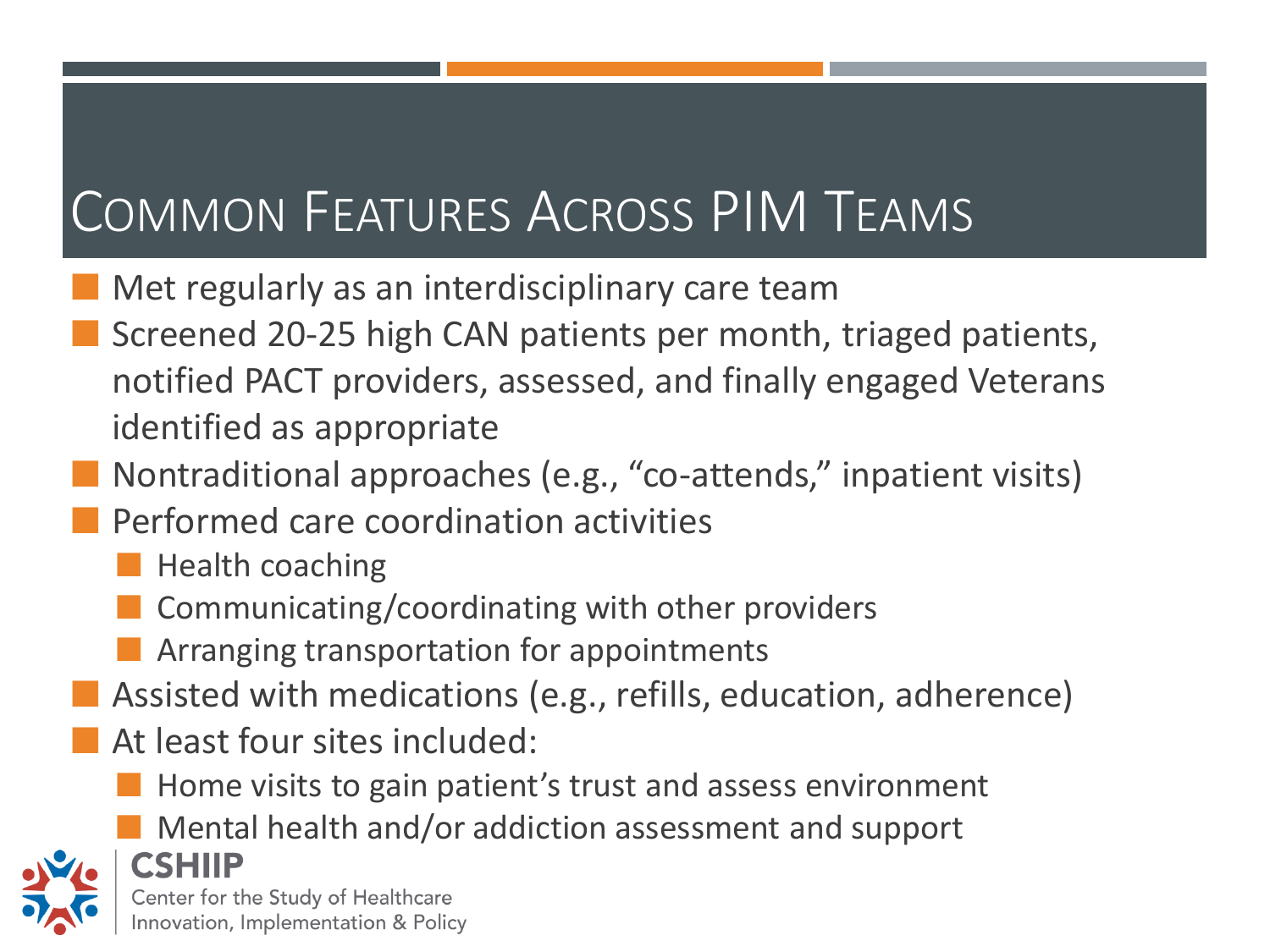# Common Features Across PIM Teams

- Met regularly as an interdisciplinary care team
- Screened 20-25 high CAN patients per month, triaged patients, notified PACT providers, assessed, and finally engaged Veterans identified as appropriate
- Nontraditional approaches (e.g., "co-attends," inpatient visits)
- Performed care coordination activities
  - Health coaching
  - Communicating/coordinating with other providers
  - Arranging transportation for appointments
- Assisted with medications (e.g., refills, education, adherence)
- At least four sites included:
  - Home visits to gain patient's trust and assess environment
  - Mental health and/or addiction assessment and support

CSHIIP
Center for the Study of Healthcare Innovation, Implementation & Policy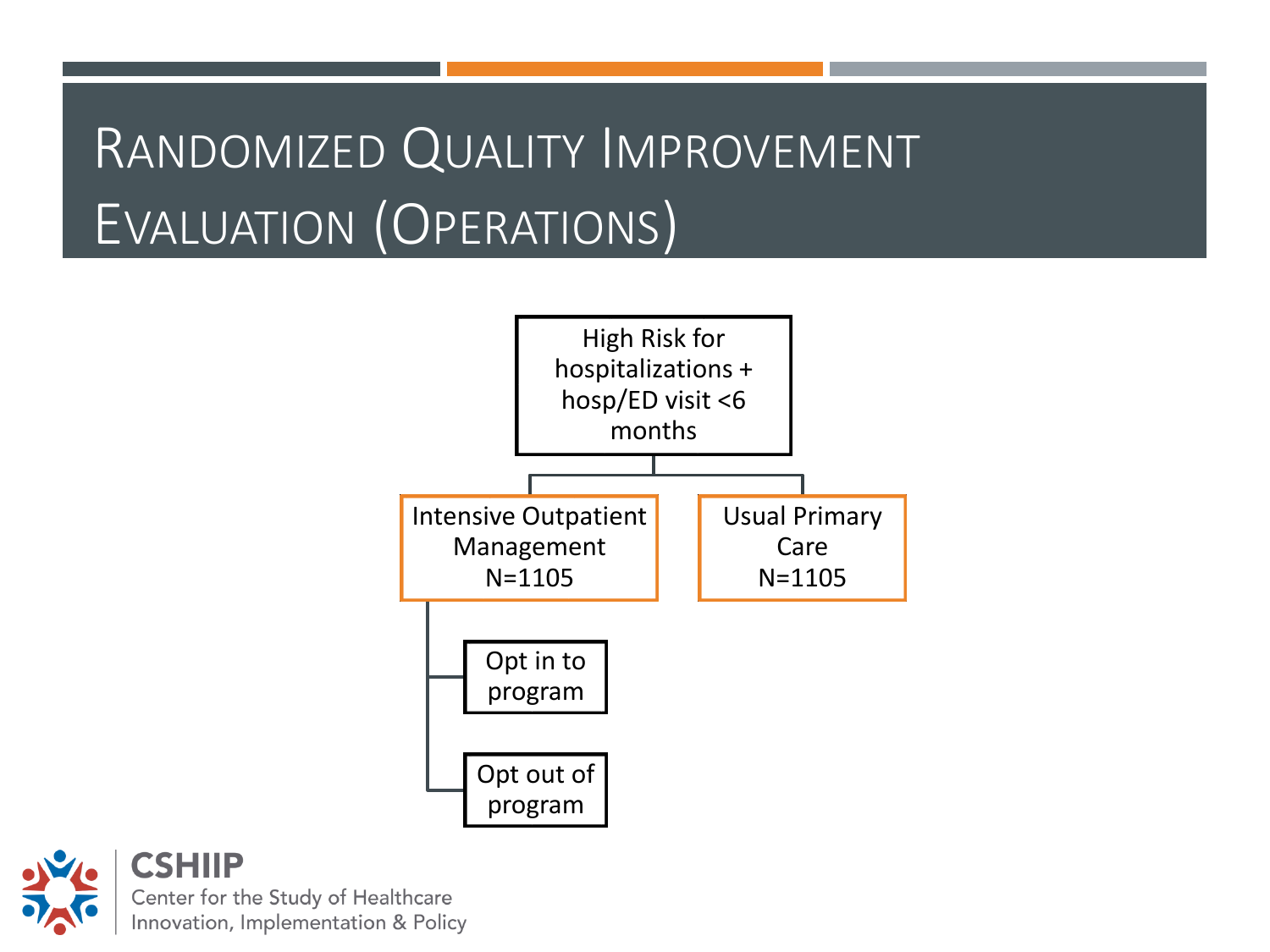# Randomized Quality Improvement Evaluation (Operations)

- High Risk for hospitalizations + hosp/ED visit <6 months
  - Intensive Outpatient Management N=1105
    - Opt in to program
    - Opt out of program
  - Usual Primary Care N=1105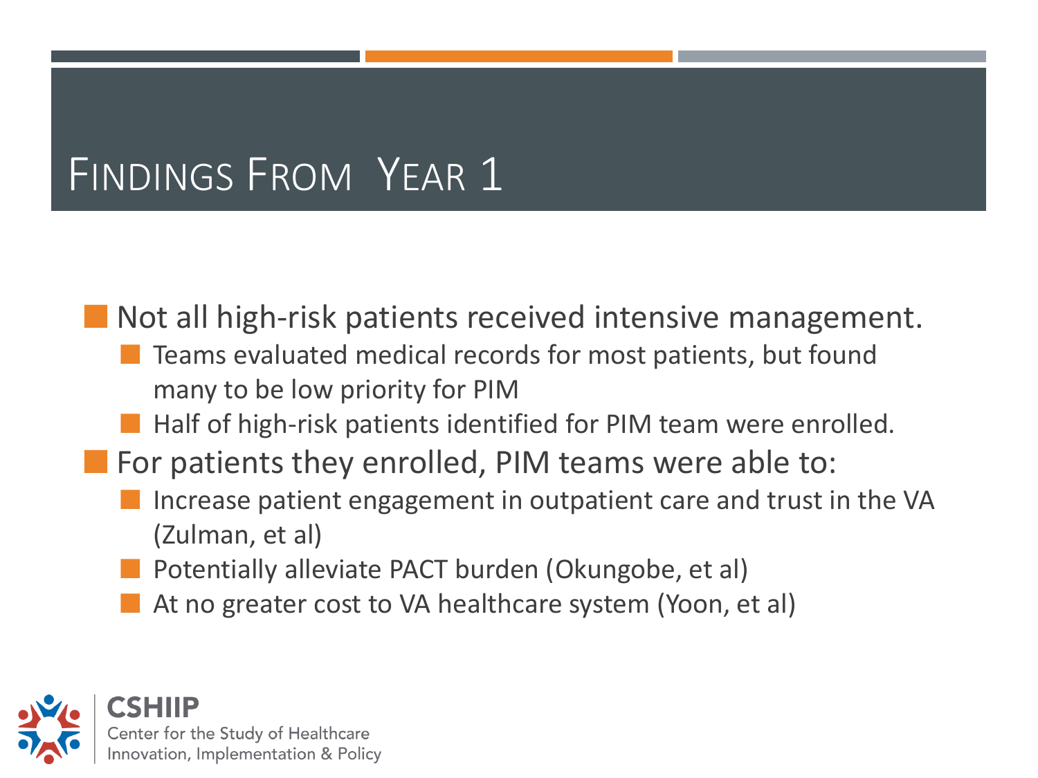# Findings From Year 1

- Not all high-risk patients received intensive management.
  - Teams evaluated medical records for most patients, but found many to be low priority for PIM
  - Half of high-risk patients identified for PIM team were enrolled.
- For patients they enrolled, PIM teams were able to:
  - Increase patient engagement in outpatient care and trust in the VA (Zulman, et al)
  - Potentially alleviate PACT burden (Okungobe, et al)
  - At no greater cost to VA healthcare system (Yoon, et al)

**CSHIIP**
Center for the Study of Healthcare Innovation, Implementation & Policy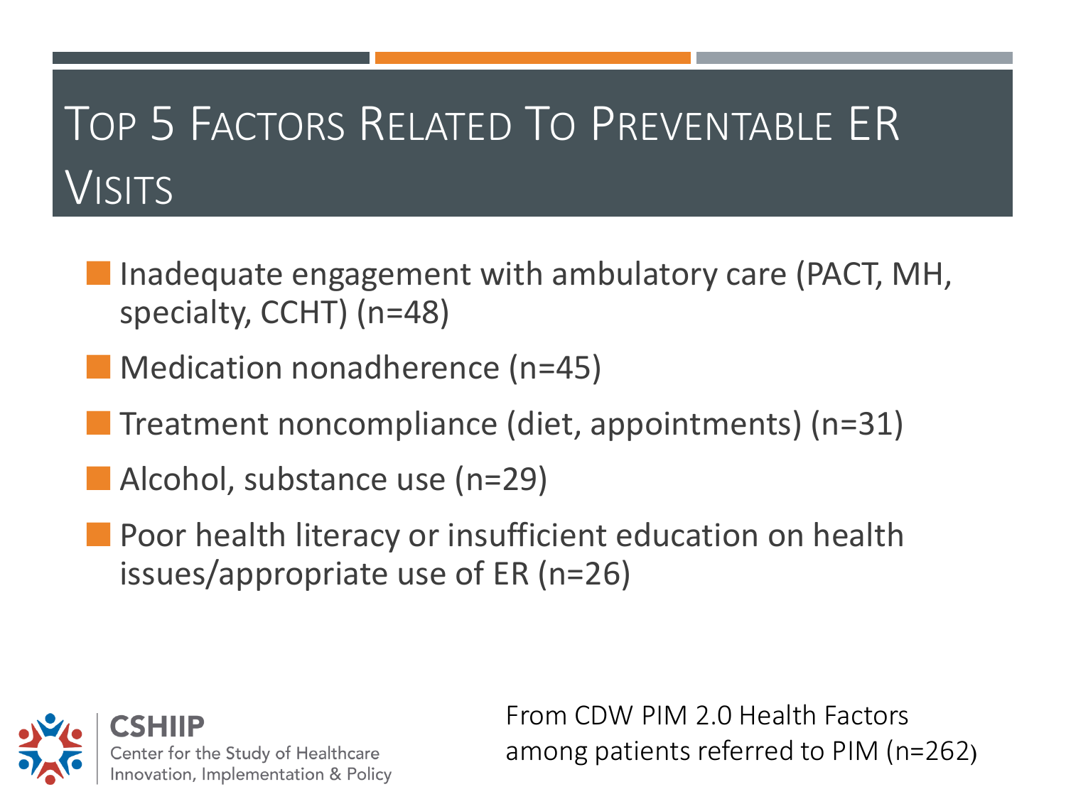# Top 5 Factors Related To Preventable ER Visits

- Inadequate engagement with ambulatory care (PACT, MH, specialty, CCHT) (n=48)
- Medication nonadherence (n=45)
- Treatment noncompliance (diet, appointments) (n=31)
- Alcohol, substance use (n=29)
- Poor health literacy or insufficient education on health issues/appropriate use of ER (n=26)

**CSHIIP**
Center for the Study of Healthcare Innovation, Implementation & Policy

From CDW PIM 2.0 Health Factors among patients referred to PIM (n=262)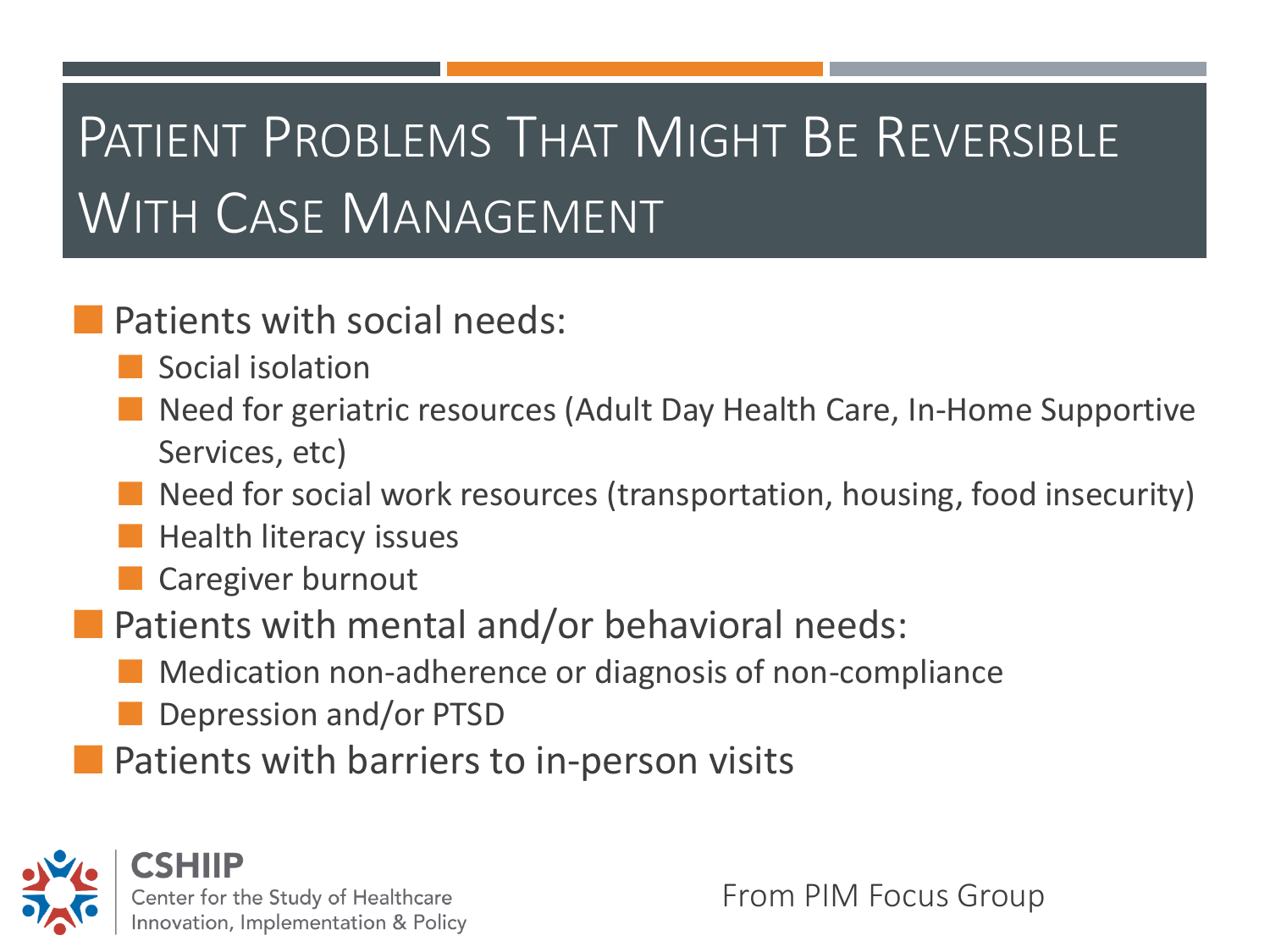# Patient Problems That Might Be Reversible With Case Management

- Patients with social needs:
  - Social isolation
  - Need for geriatric resources (Adult Day Health Care, In-Home Supportive Services, etc)
  - Need for social work resources (transportation, housing, food insecurity)
  - Health literacy issues
  - Caregiver burnout
- Patients with mental and/or behavioral needs:
  - Medication non-adherence or diagnosis of non-compliance
  - Depression and/or PTSD
- Patients with barriers to in-person visits

From PIM Focus Group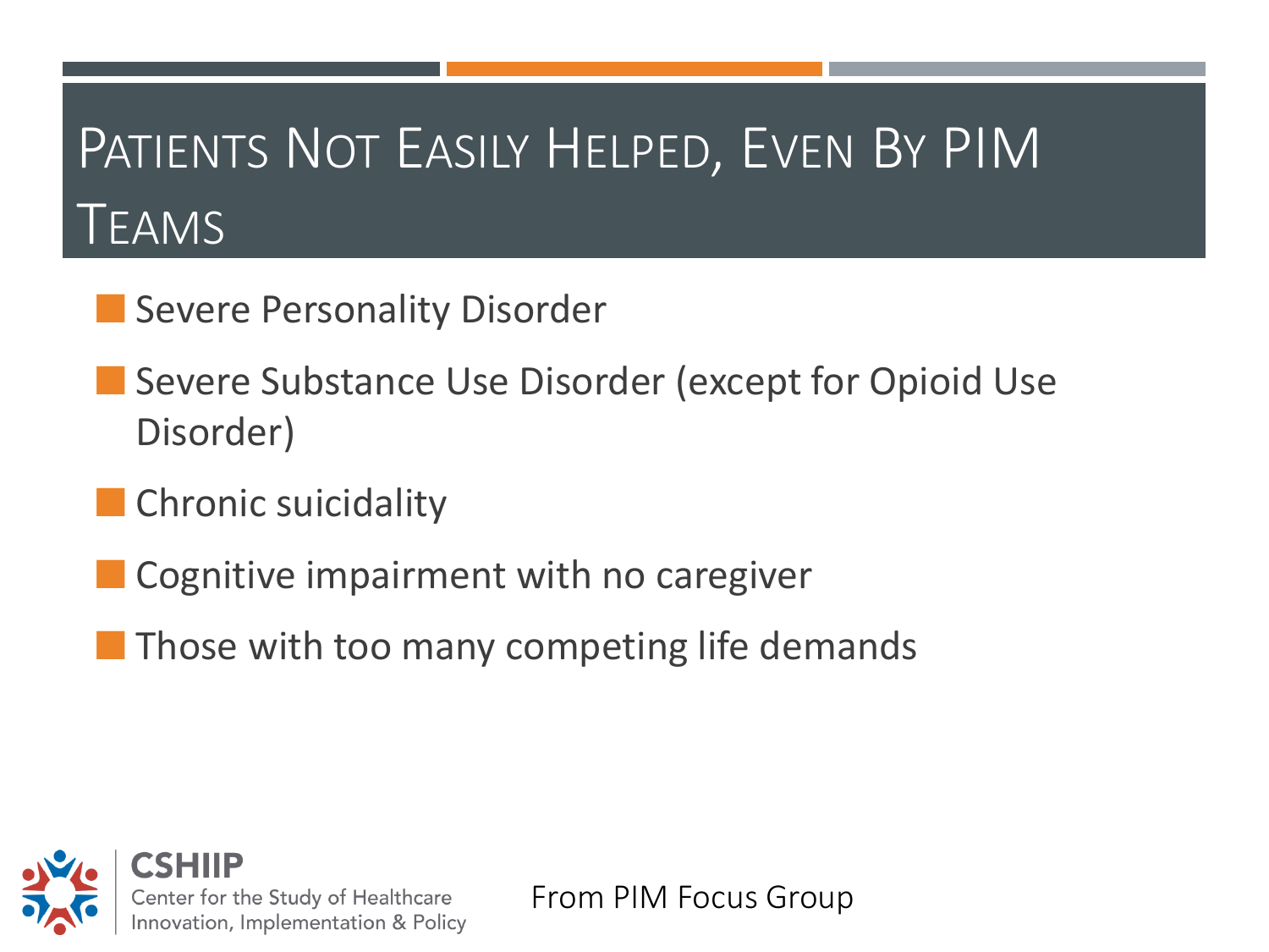# Patients Not Easily Helped, Even By PIM Teams

- Severe Personality Disorder
- Severe Substance Use Disorder (except for Opioid Use Disorder)
- Chronic suicidality
- Cognitive impairment with no caregiver
- Those with too many competing life demands

From PIM Focus Group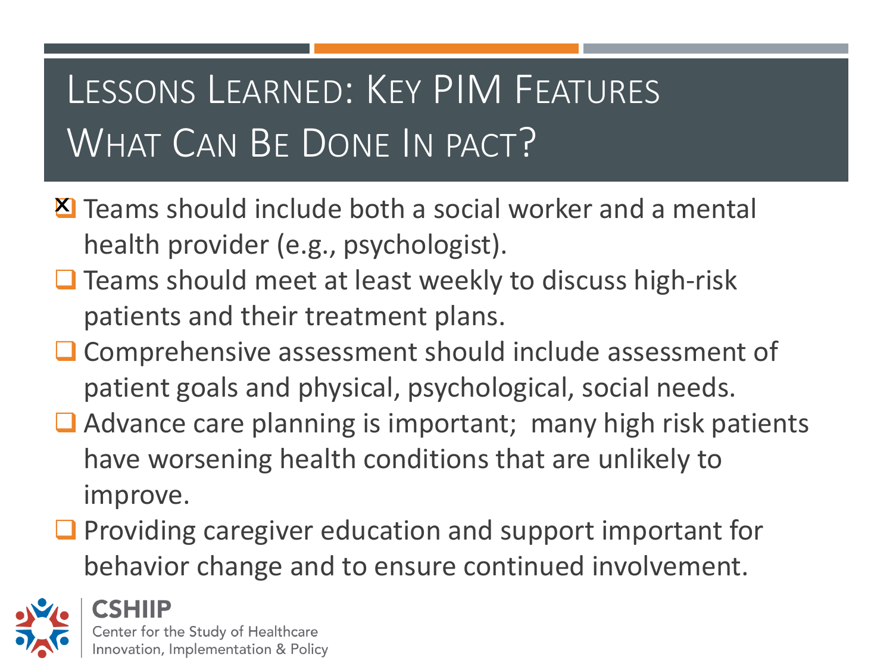# Lessons Learned: Key PIM Features
## What Can Be Done In PACT?

- [x] Teams should include both a social worker and a mental health provider (e.g., psychologist).
- [ ] Teams should meet at least weekly to discuss high-risk patients and their treatment plans.
- [ ] Comprehensive assessment should include assessment of patient goals and physical, psychological, social needs.
- [ ] Advance care planning is important; many high risk patients have worsening health conditions that are unlikely to improve.
- [ ] Providing caregiver education and support important for behavior change and to ensure continued involvement.

CSHIIP
Center for the Study of Healthcare Innovation, Implementation & Policy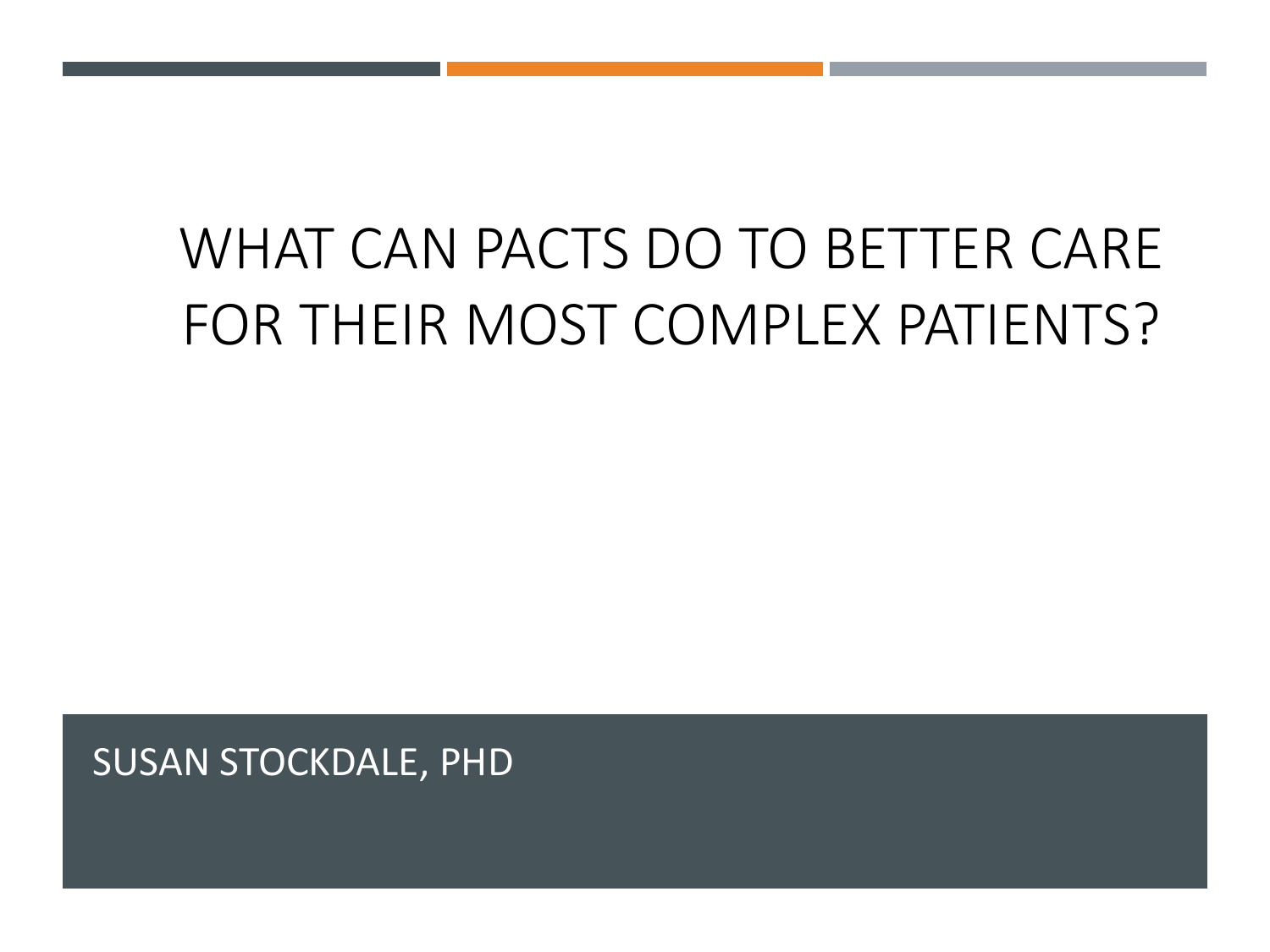# WHAT CAN PACTS DO TO BETTER CARE FOR THEIR MOST COMPLEX PATIENTS?

SUSAN STOCKDALE, PHD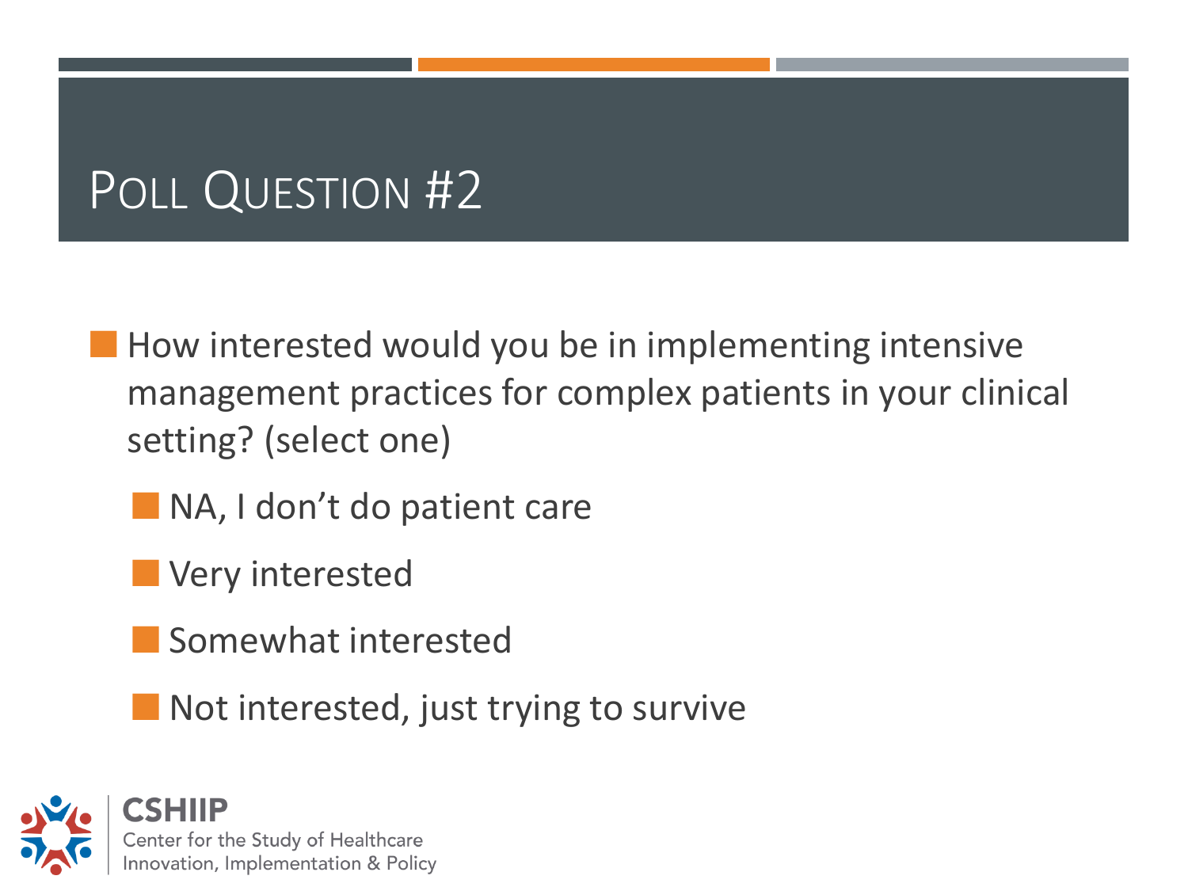# Poll Question #2

- How interested would you be in implementing intensive management practices for complex patients in your clinical setting? (select one)
  - NA, I don't do patient care
  - Very interested
  - Somewhat interested
  - Not interested, just trying to survive

**CSHIIP**
Center for the Study of Healthcare Innovation, Implementation & Policy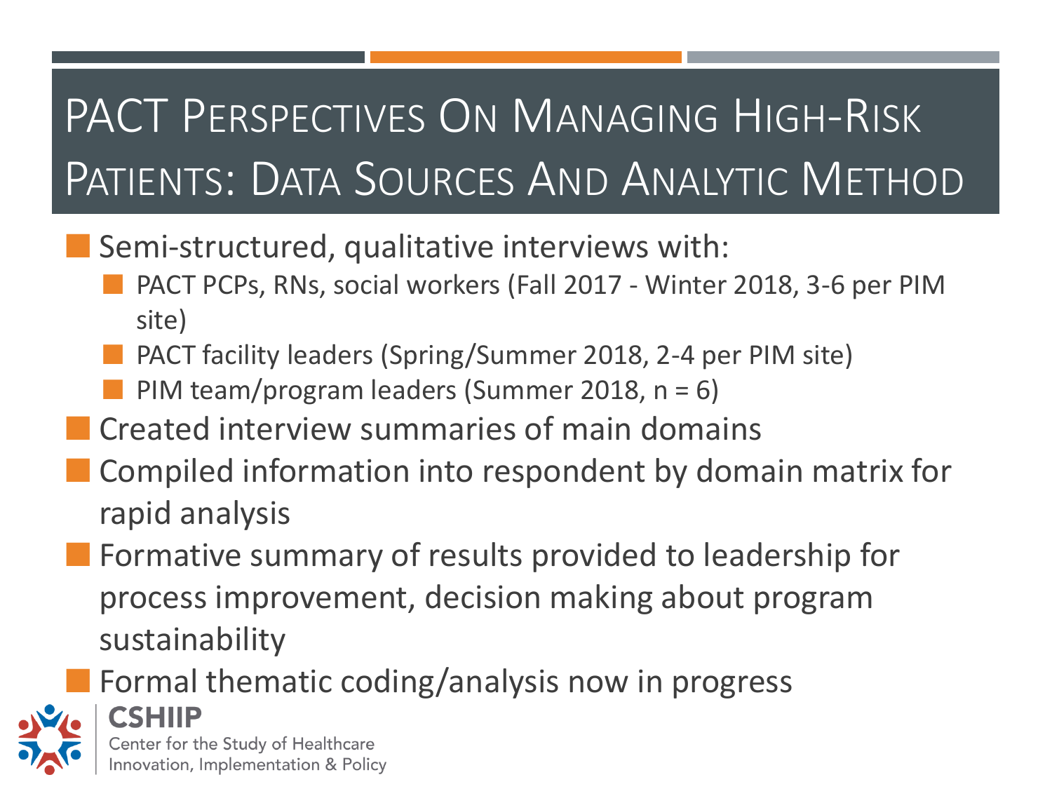# PACT Perspectives On Managing High-Risk Patients: Data Sources And Analytic Method

- Semi-structured, qualitative interviews with:
  - PACT PCPs, RNs, social workers (Fall 2017 - Winter 2018, 3-6 per PIM site)
  - PACT facility leaders (Spring/Summer 2018, 2-4 per PIM site)
  - PIM team/program leaders (Summer 2018, n = 6)
- Created interview summaries of main domains
- Compiled information into respondent by domain matrix for rapid analysis
- Formative summary of results provided to leadership for process improvement, decision making about program sustainability
- Formal thematic coding/analysis now in progress

CSHIIP
Center for the Study of Healthcare Innovation, Implementation & Policy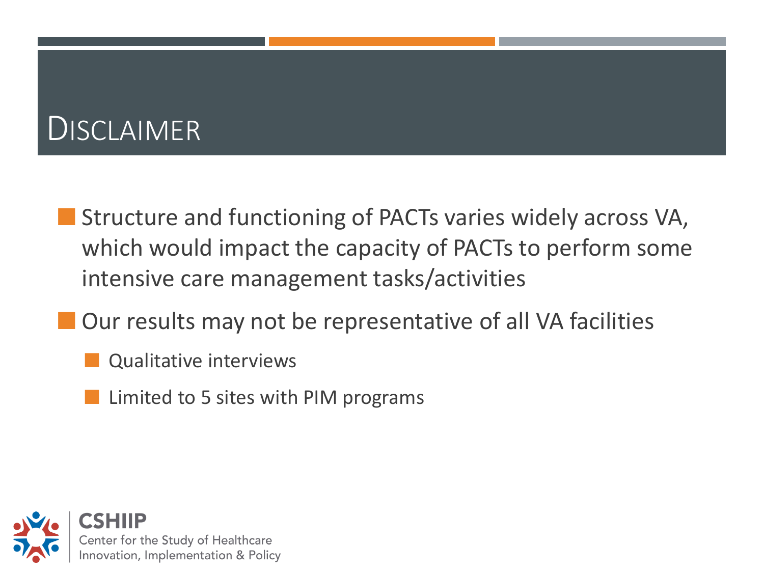# Disclaimer

- Structure and functioning of PACTs varies widely across VA, which would impact the capacity of PACTs to perform some intensive care management tasks/activities
- Our results may not be representative of all VA facilities
  - Qualitative interviews
  - Limited to 5 sites with PIM programs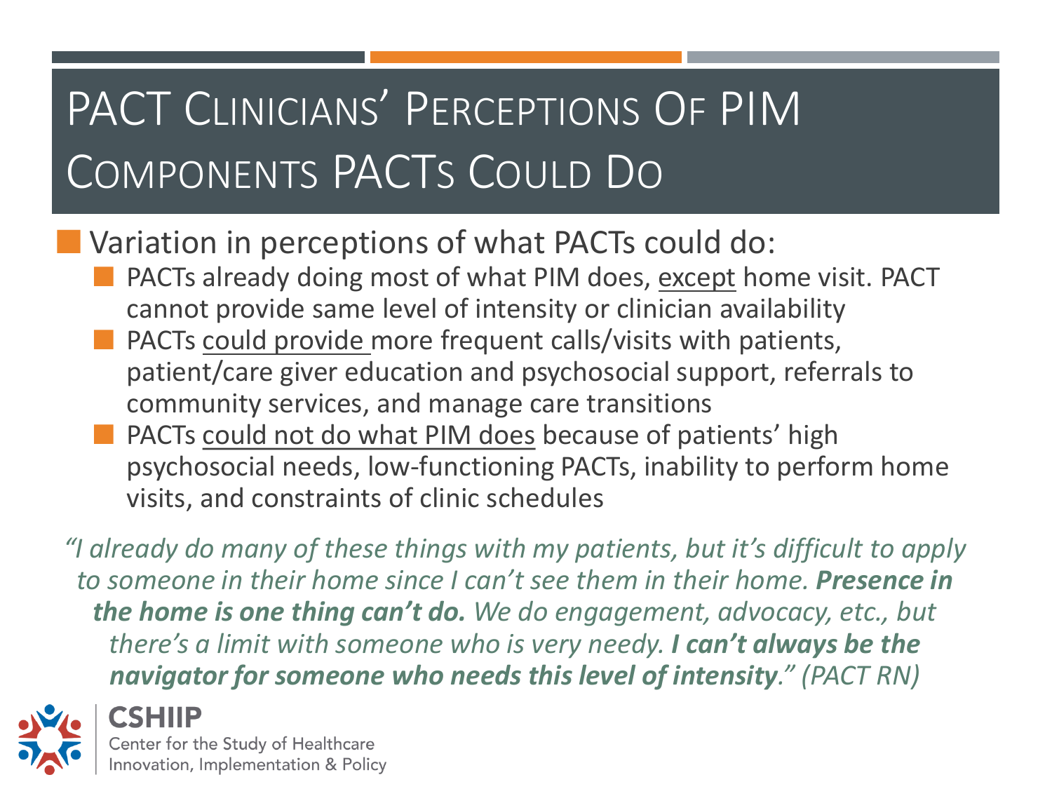# PACT Clinicians' Perceptions Of PIM Components PACTs Could Do

- Variation in perceptions of what PACTs could do:
  - PACTs already doing most of what PIM does, <u>except</u> home visit. PACT cannot provide same level of intensity or clinician availability
  - PACTs <u>could provide</u> more frequent calls/visits with patients, patient/care giver education and psychosocial support, referrals to community services, and manage care transitions
  - PACTs <u>could not do what PIM does</u> because of patients' high psychosocial needs, low-functioning PACTs, inability to perform home visits, and constraints of clinic schedules

*"I already do many of these things with my patients, but it's difficult to apply to someone in their home since I can't see them in their home.* ***Presence in the home is one thing can't do.*** *We do engagement, advocacy, etc., but there's a limit with someone who is very needy.* ***I can't always be the navigator for someone who needs this level of intensity****." (PACT RN)*

**CSHIIP**
Center for the Study of Healthcare Innovation, Implementation & Policy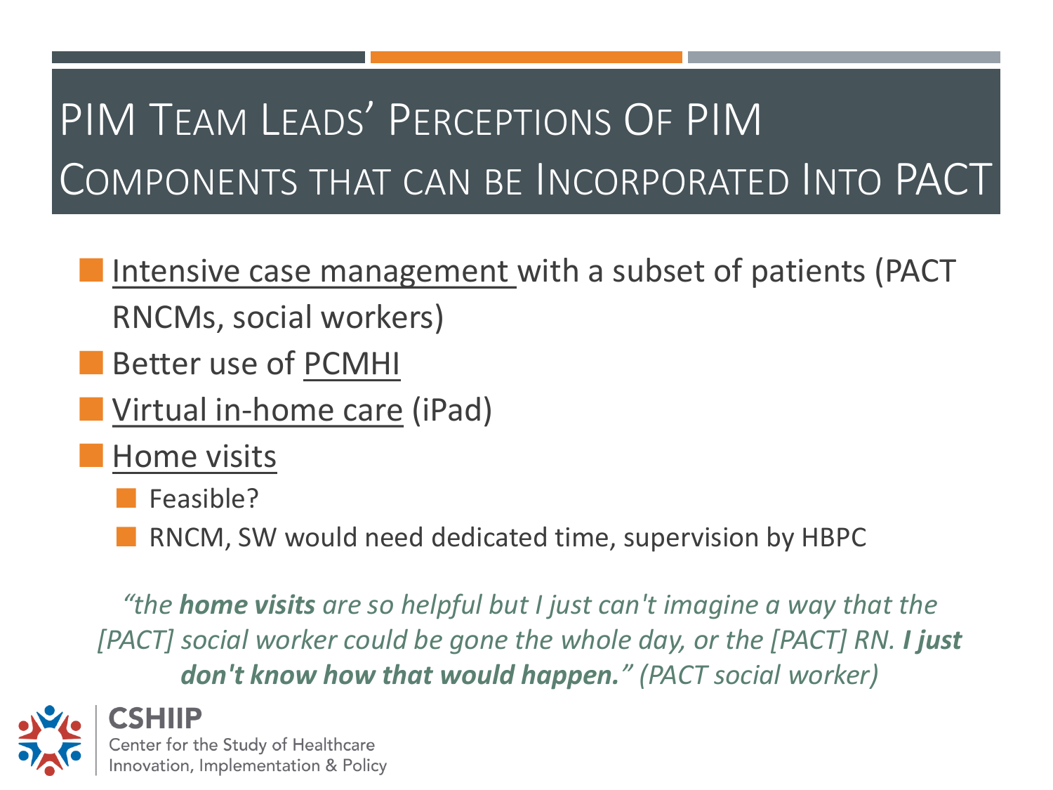# PIM Team Leads' Perceptions Of PIM Components that can be Incorporated Into PACT

- Intensive case management with a subset of patients (PACT RNCMs, social workers)
- Better use of PCMHI
- Virtual in-home care (iPad)
- Home visits
  - Feasible?
  - RNCM, SW would need dedicated time, supervision by HBPC

*"the **home visits** are so helpful but I just can't imagine a way that the [PACT] social worker could be gone the whole day, or the [PACT] RN. **I just don't know how that would happen.**" (PACT social worker)*

CSHIIP
Center for the Study of Healthcare Innovation, Implementation & Policy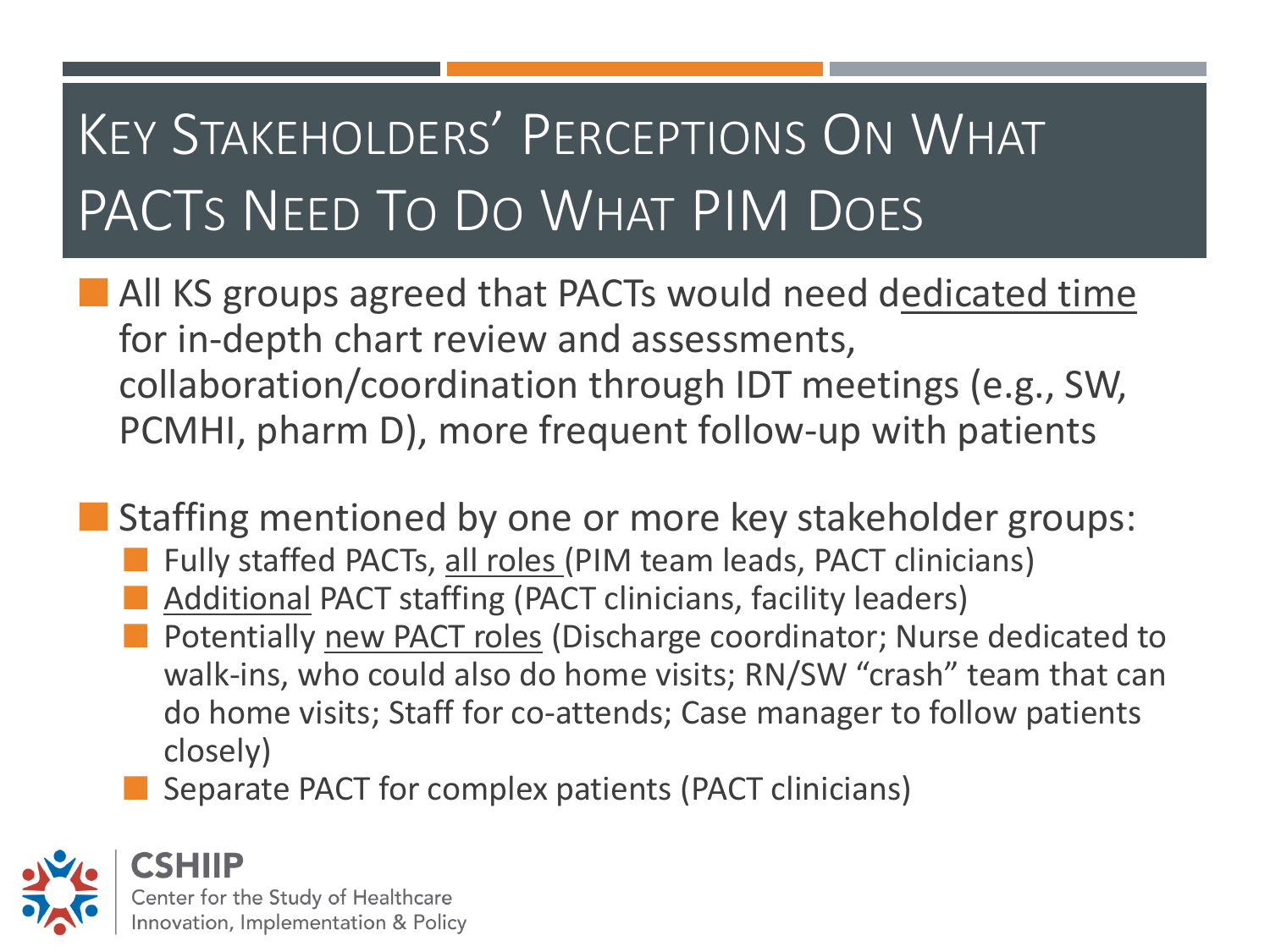# Key Stakeholders' Perceptions On What PACTs Need To Do What PIM Does

- All KS groups agreed that PACTs would need dedicated time for in-depth chart review and assessments, collaboration/coordination through IDT meetings (e.g., SW, PCMHI, pharm D), more frequent follow-up with patients

- Staffing mentioned by one or more key stakeholder groups:
  - Fully staffed PACTs, all roles (PIM team leads, PACT clinicians)
  - Additional PACT staffing (PACT clinicians, facility leaders)
  - Potentially new PACT roles (Discharge coordinator; Nurse dedicated to walk-ins, who could also do home visits; RN/SW "crash" team that can do home visits; Staff for co-attends; Case manager to follow patients closely)
  - Separate PACT for complex patients (PACT clinicians)

**CSHIIP**
Center for the Study of Healthcare Innovation, Implementation & Policy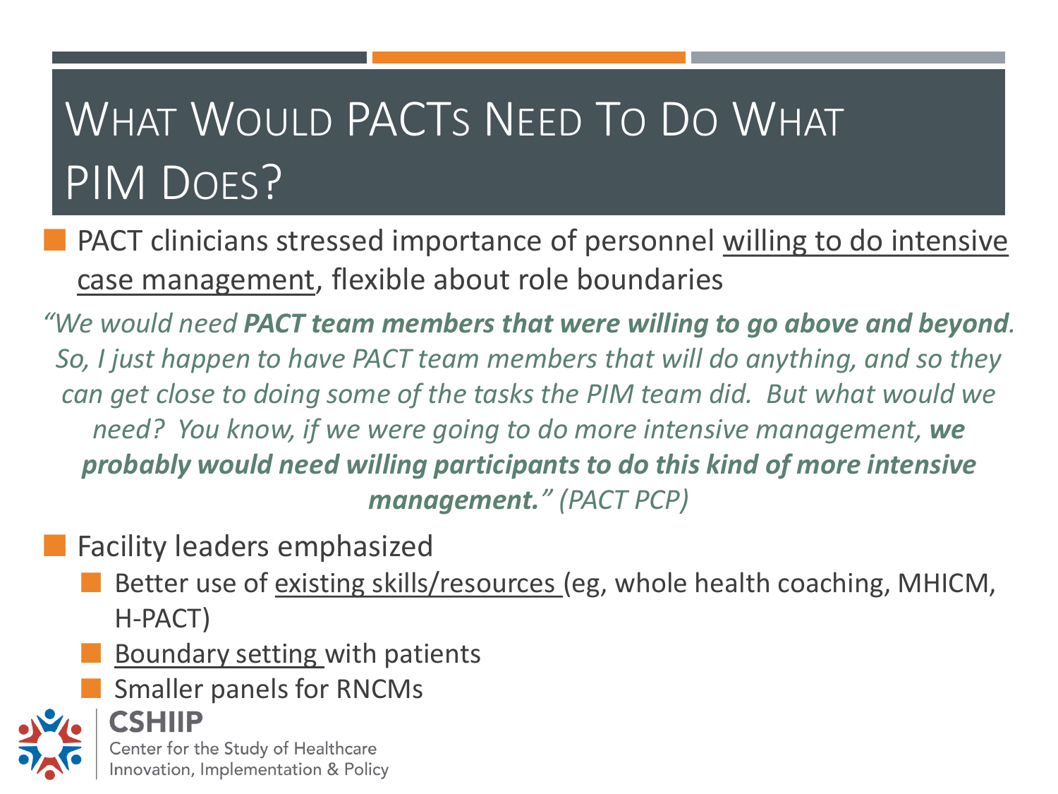# What Would PACTs Need To Do What PIM Does?

- PACT clinicians stressed importance of personnel <u>willing to do intensive case management</u>, flexible about role boundaries

*"We would need **PACT team members that were willing to go above and beyond**. So, I just happen to have PACT team members that will do anything, and so they can get close to doing some of the tasks the PIM team did. But what would we need? You know, if we were going to do more intensive management, **we probably would need willing participants to do this kind of more intensive management.**" (PACT PCP)*

- Facility leaders emphasized
  - Better use of <u>existing skills/resources</u> (eg, whole health coaching, MHICM, H-PACT)
  - <u>Boundary setting</u> with patients
  - Smaller panels for RNCMs

**CSHIIP**
Center for the Study of Healthcare Innovation, Implementation & Policy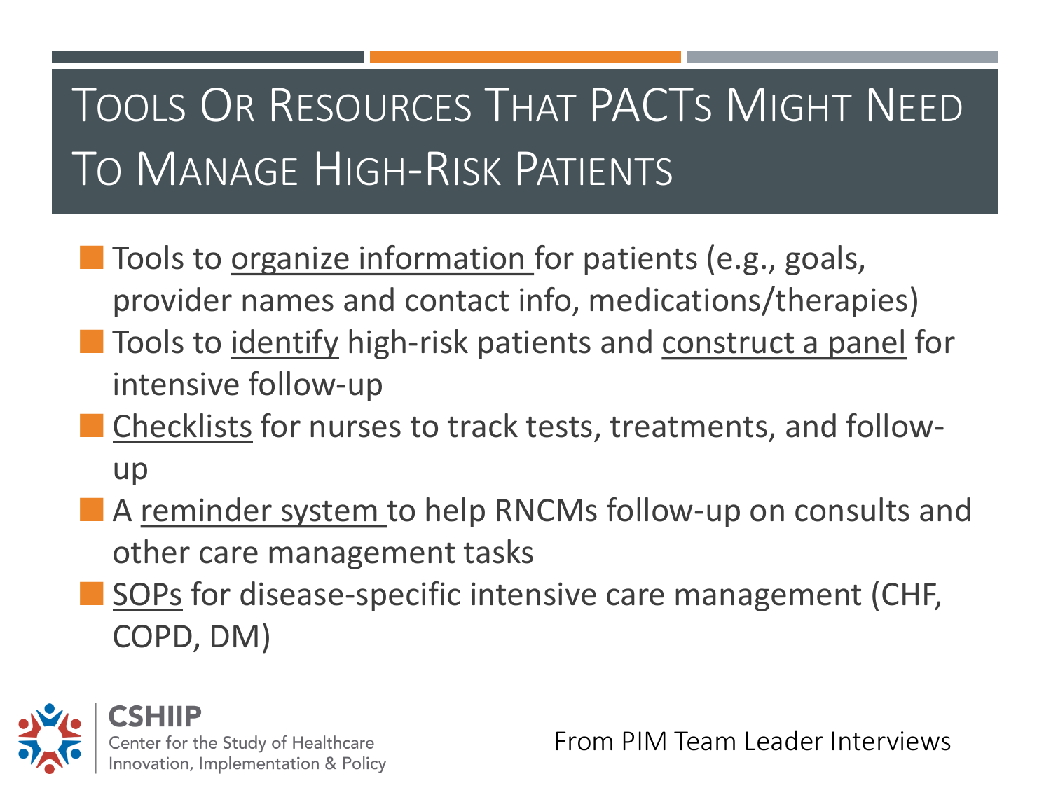# Tools Or Resources That PACTs Might Need To Manage High-Risk Patients

- Tools to <u>organize information</u> for patients (e.g., goals, provider names and contact info, medications/therapies)
- Tools to <u>identify</u> high-risk patients and <u>construct a panel</u> for intensive follow-up
- <u>Checklists</u> for nurses to track tests, treatments, and follow-up
- A <u>reminder system</u> to help RNCMs follow-up on consults and other care management tasks
- <u>SOPs</u> for disease-specific intensive care management (CHF, COPD, DM)

CSHIIP
Center for the Study of Healthcare Innovation, Implementation & Policy

From PIM Team Leader Interviews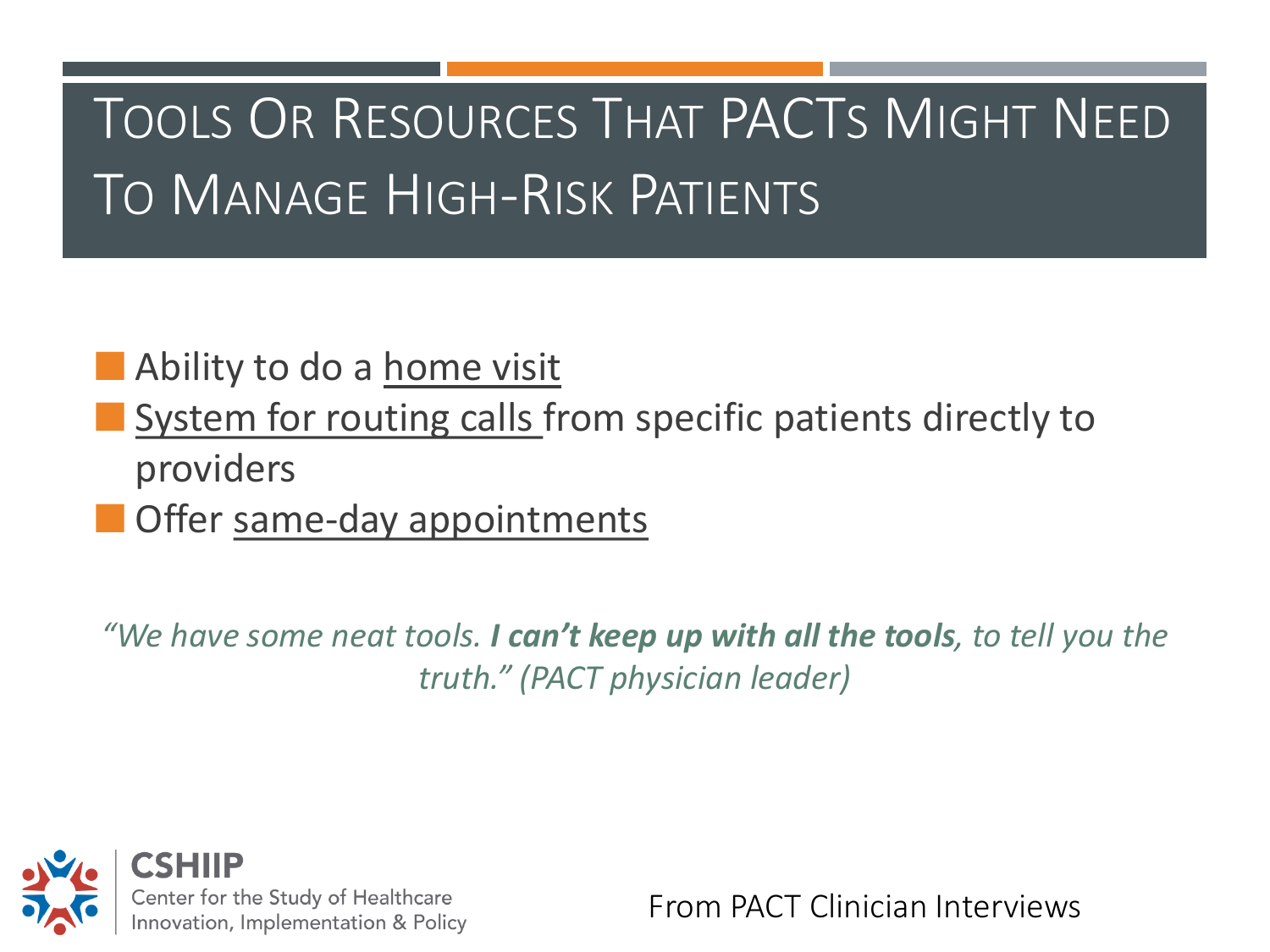# Tools Or Resources That PACTs Might Need To Manage High-Risk Patients

- Ability to do a <u>home visit</u>
- <u>System for routing calls</u> from specific patients directly to providers
- Offer <u>same-day appointments</u>

*"We have some neat tools. **I can't keep up with all the tools**, to tell you the truth." (PACT physician leader)*

CSHIIP
Center for the Study of Healthcare Innovation, Implementation & Policy

From PACT Clinician Interviews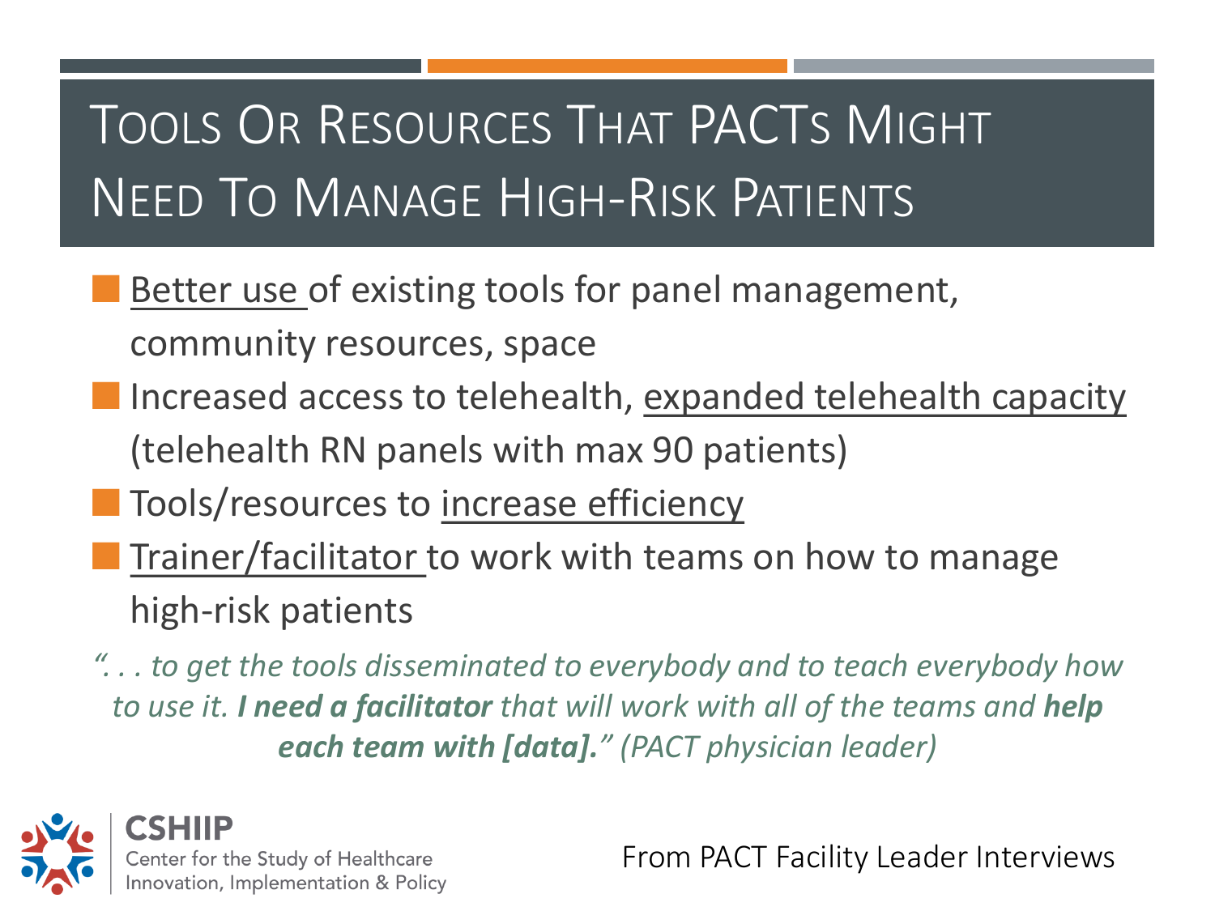# Tools Or Resources That PACTs Might Need To Manage High-Risk Patients

- Better use of existing tools for panel management, community resources, space
- Increased access to telehealth, expanded telehealth capacity (telehealth RN panels with max 90 patients)
- Tools/resources to increase efficiency
- Trainer/facilitator to work with teams on how to manage high-risk patients

*". . . to get the tools disseminated to everybody and to teach everybody how to use it.* ***I need a facilitator*** *that will work with all of the teams and* ***help each team with [data]."*** *(PACT physician leader)*

CSHIIP
Center for the Study of Healthcare Innovation, Implementation & Policy

From PACT Facility Leader Interviews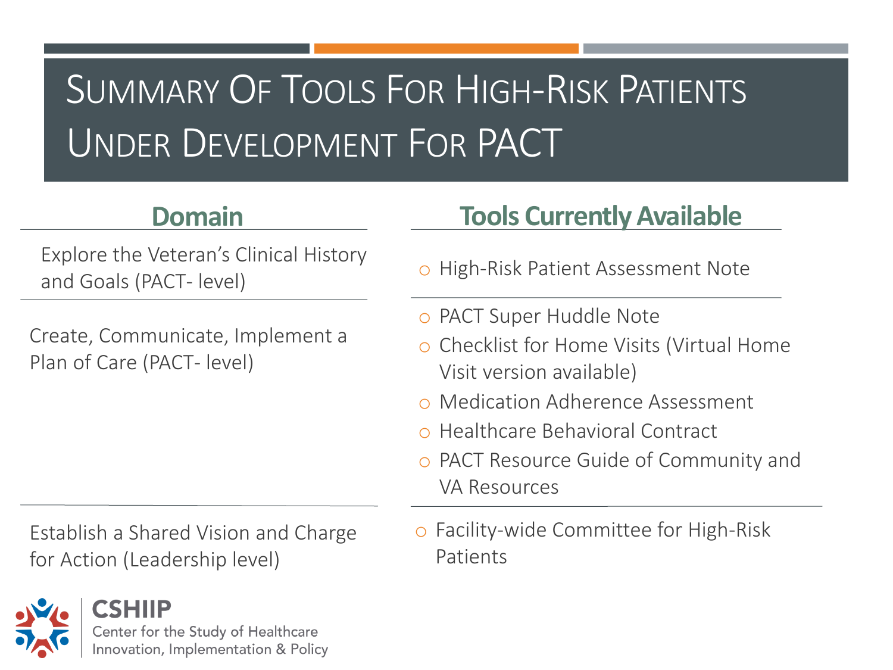# Summary Of Tools For High-Risk Patients Under Development For PACT

| Domain | Tools Currently Available |
| --- | --- |
| Explore the Veteran's Clinical History and Goals (PACT- level) | ○ High-Risk Patient Assessment Note |
| Create, Communicate, Implement a Plan of Care (PACT- level) | ○ PACT Super Huddle Note<br>○ Checklist for Home Visits (Virtual Home Visit version available)<br>○ Medication Adherence Assessment<br>○ Healthcare Behavioral Contract<br>○ PACT Resource Guide of Community and VA Resources |
| Establish a Shared Vision and Charge for Action (Leadership level) | ○ Facility-wide Committee for High-Risk Patients |

CSHIIP
Center for the Study of Healthcare Innovation, Implementation & Policy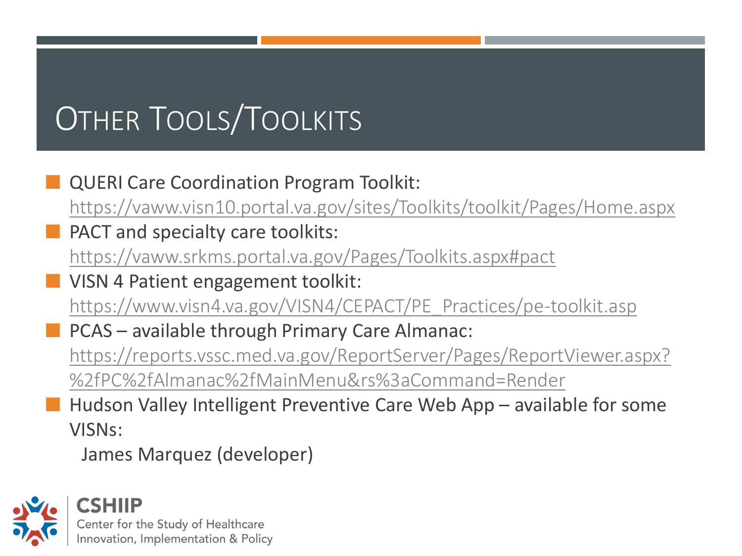# Other Tools/Toolkits

- QUERI Care Coordination Program Toolkit: https://vaww.visn10.portal.va.gov/sites/Toolkits/toolkit/Pages/Home.aspx
- PACT and specialty care toolkits: https://vaww.srkms.portal.va.gov/Pages/Toolkits.aspx#pact
- VISN 4 Patient engagement toolkit: https://www.visn4.va.gov/VISN4/CEPACT/PE_Practices/pe-toolkit.asp
- PCAS – available through Primary Care Almanac: https://reports.vssc.med.va.gov/ReportServer/Pages/ReportViewer.aspx?%2fPC%2fAlmanac%2fMainMenu&rs%3aCommand=Render
- Hudson Valley Intelligent Preventive Care Web App – available for some VISNs:
  
  James Marquez (developer)

**CSHIIP**
Center for the Study of Healthcare Innovation, Implementation & Policy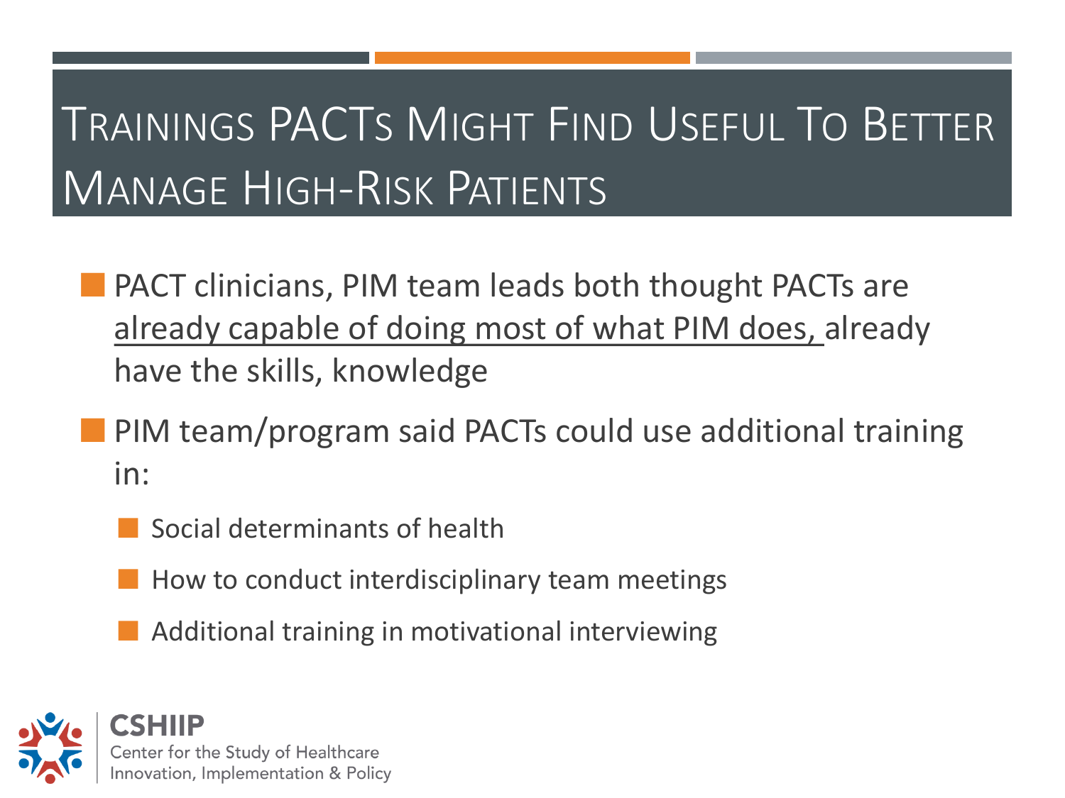# Trainings PACTs Might Find Useful To Better Manage High-Risk Patients

- PACT clinicians, PIM team leads both thought PACTs are already capable of doing most of what PIM does, already have the skills, knowledge
- PIM team/program said PACTs could use additional training in:
  - Social determinants of health
  - How to conduct interdisciplinary team meetings
  - Additional training in motivational interviewing

CSHIIP
Center for the Study of Healthcare Innovation, Implementation & Policy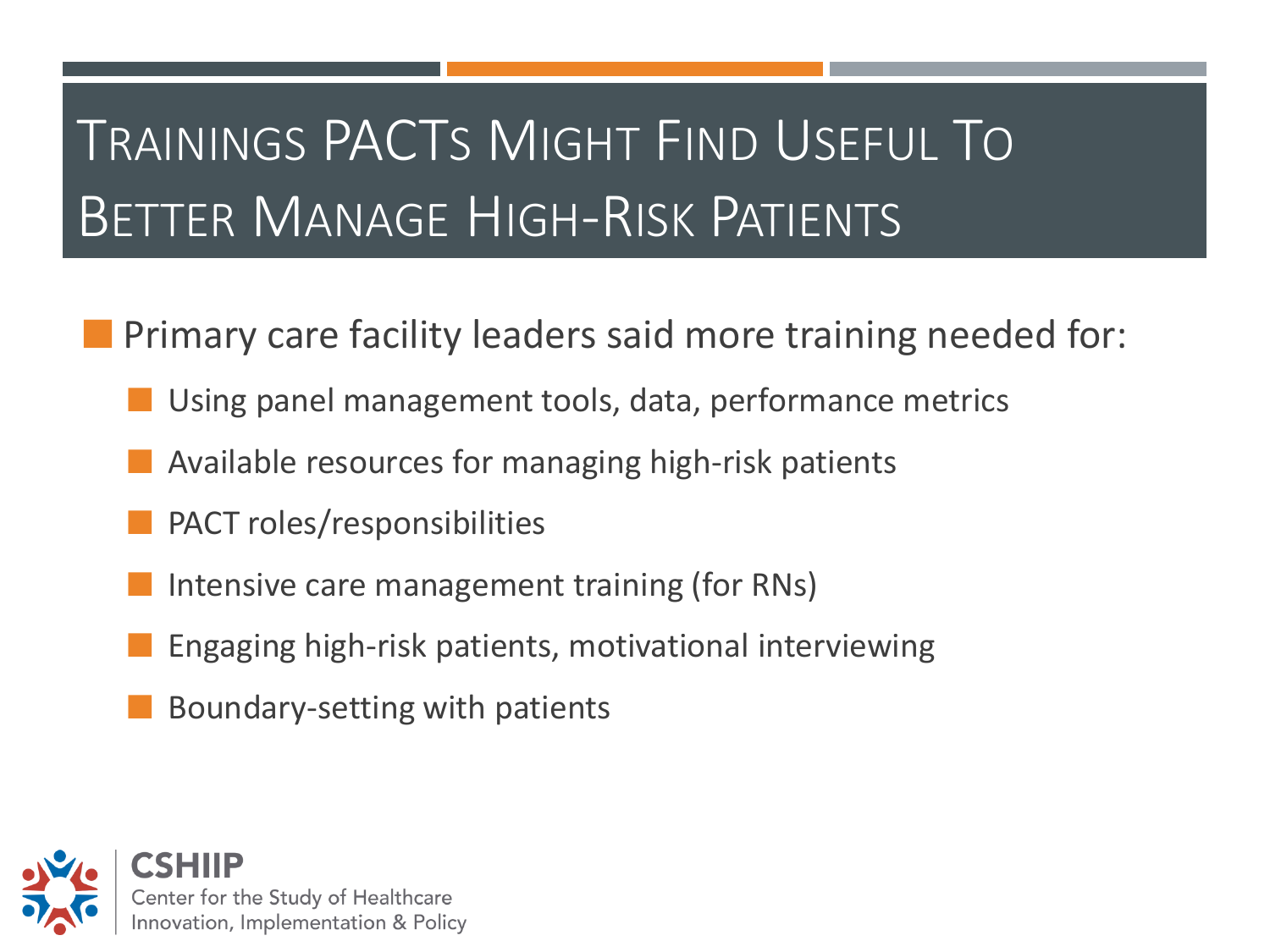# Trainings PACTs Might Find Useful To Better Manage High-Risk Patients

- Primary care facility leaders said more training needed for:
  - Using panel management tools, data, performance metrics
  - Available resources for managing high-risk patients
  - PACT roles/responsibilities
  - Intensive care management training (for RNs)
  - Engaging high-risk patients, motivational interviewing
  - Boundary-setting with patients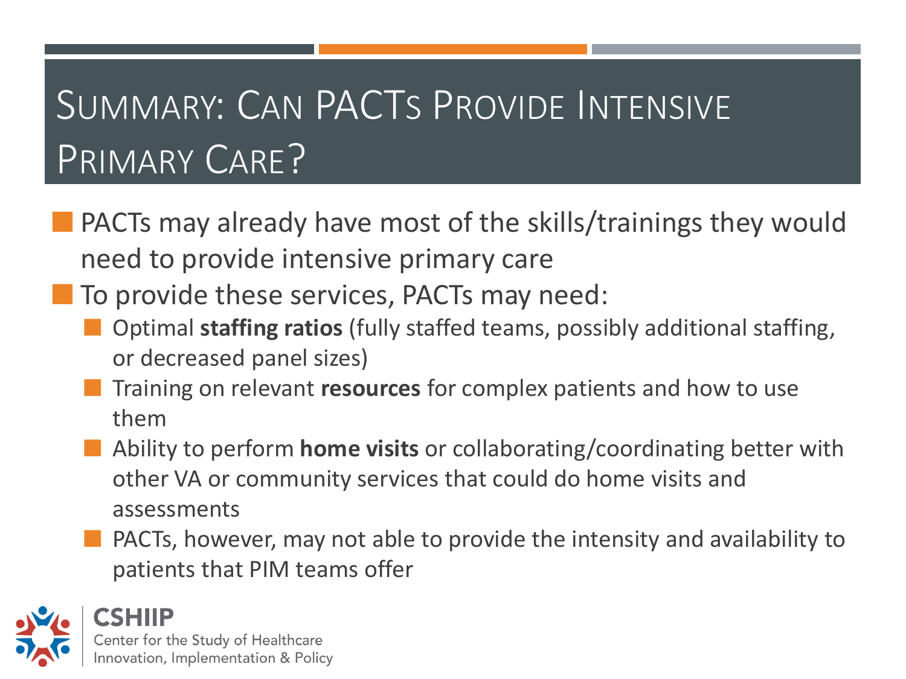# Summary: Can PACTs Provide Intensive Primary Care?

- PACTs may already have most of the skills/trainings they would need to provide intensive primary care
- To provide these services, PACTs may need:
  - Optimal **staffing ratios** (fully staffed teams, possibly additional staffing, or decreased panel sizes)
  - Training on relevant **resources** for complex patients and how to use them
  - Ability to perform **home visits** or collaborating/coordinating better with other VA or community services that could do home visits and assessments
  - PACTs, however, may not able to provide the intensity and availability to patients that PIM teams offer

CSHIIP
Center for the Study of Healthcare Innovation, Implementation & Policy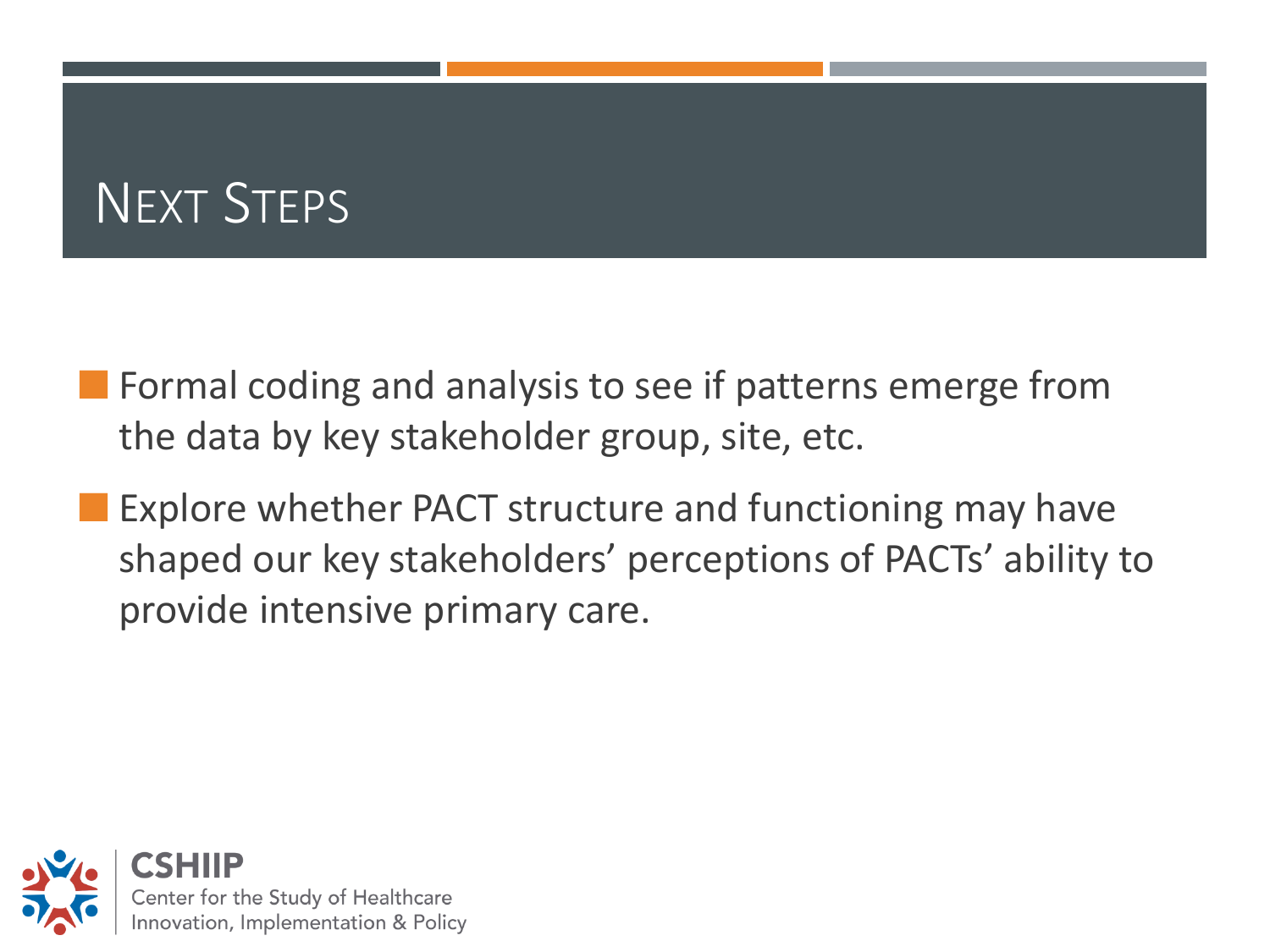# Next Steps

- Formal coding and analysis to see if patterns emerge from the data by key stakeholder group, site, etc.
- Explore whether PACT structure and functioning may have shaped our key stakeholders' perceptions of PACTs' ability to provide intensive primary care.

**CSHIIP**
Center for the Study of Healthcare Innovation, Implementation & Policy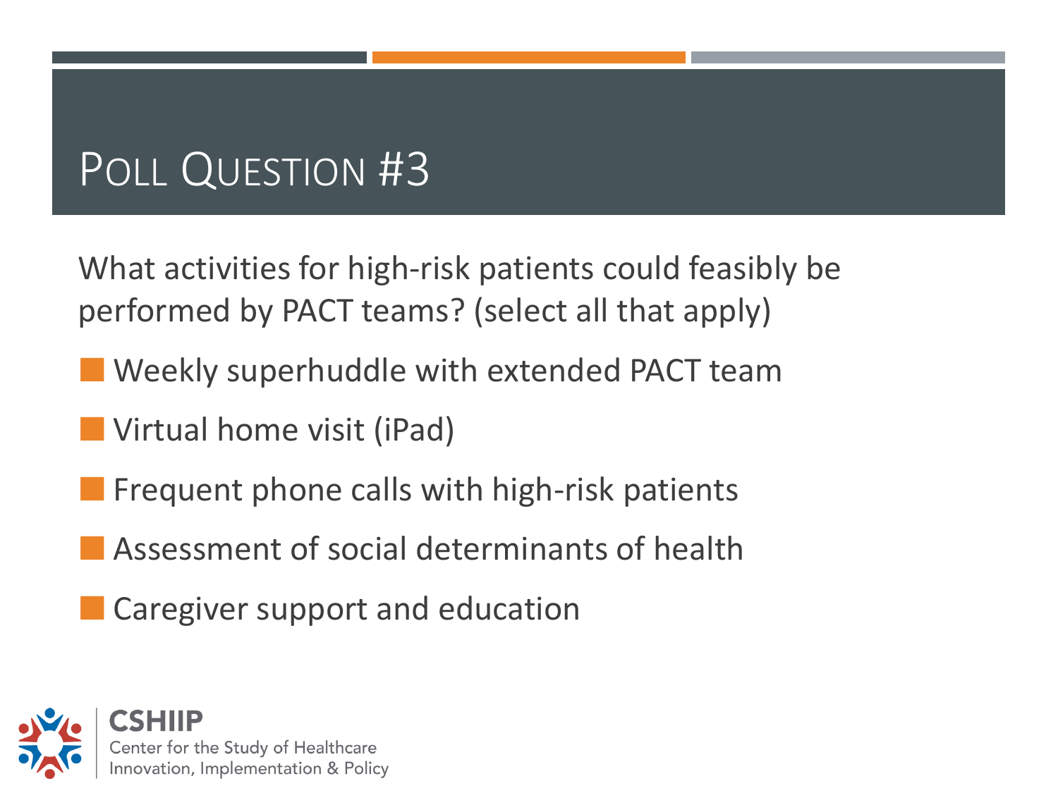# Poll Question #3

What activities for high-risk patients could feasibly be performed by PACT teams? (select all that apply)

- Weekly superhuddle with extended PACT team
- Virtual home visit (iPad)
- Frequent phone calls with high-risk patients
- Assessment of social determinants of health
- Caregiver support and education

CSHIIP
Center for the Study of Healthcare Innovation, Implementation & Policy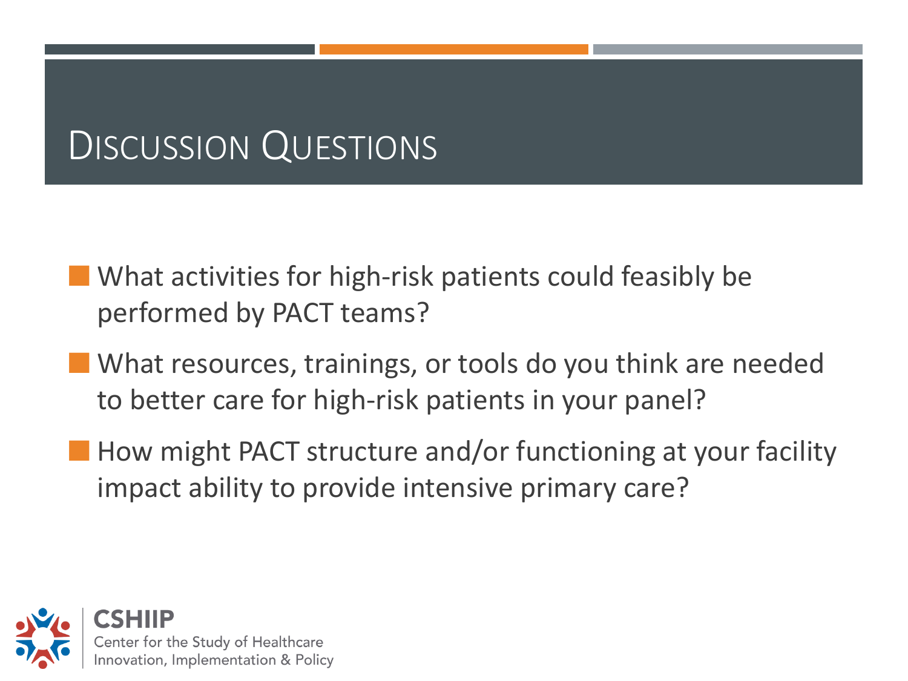# Discussion Questions

- What activities for high-risk patients could feasibly be performed by PACT teams?
- What resources, trainings, or tools do you think are needed to better care for high-risk patients in your panel?
- How might PACT structure and/or functioning at your facility impact ability to provide intensive primary care?

CSHIIP
Center for the Study of Healthcare Innovation, Implementation & Policy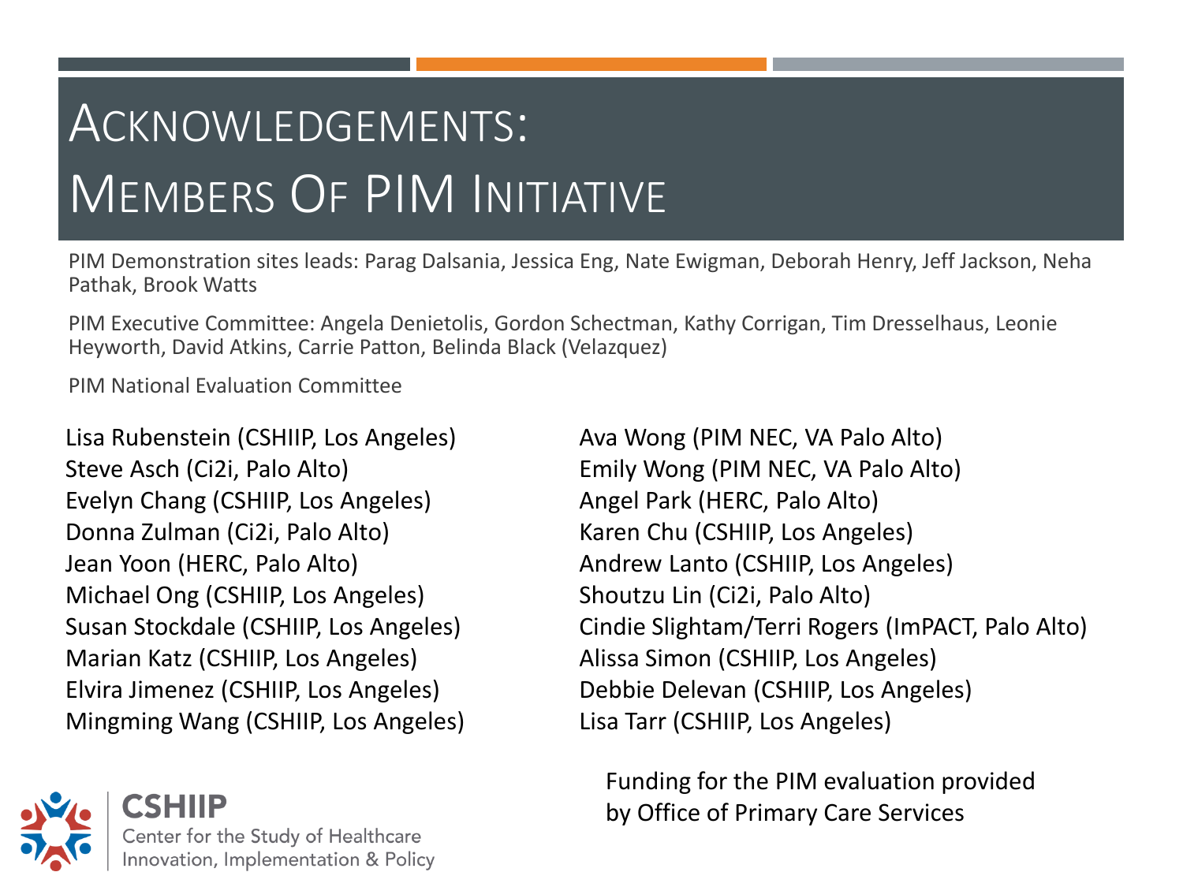# Acknowledgements: Members Of PIM Initiative

PIM Demonstration sites leads: Parag Dalsania, Jessica Eng, Nate Ewigman, Deborah Henry, Jeff Jackson, Neha Pathak, Brook Watts

PIM Executive Committee: Angela Denietolis, Gordon Schectman, Kathy Corrigan, Tim Dresselhaus, Leonie Heyworth, David Atkins, Carrie Patton, Belinda Black (Velazquez)

PIM National Evaluation Committee

- Lisa Rubenstein (CSHIIP, Los Angeles)
- Steve Asch (Ci2i, Palo Alto)
- Evelyn Chang (CSHIIP, Los Angeles)
- Donna Zulman (Ci2i, Palo Alto)
- Jean Yoon (HERC, Palo Alto)
- Michael Ong (CSHIIP, Los Angeles)
- Susan Stockdale (CSHIIP, Los Angeles)
- Marian Katz (CSHIIP, Los Angeles)
- Elvira Jimenez (CSHIIP, Los Angeles)
- Mingming Wang (CSHIIP, Los Angeles)
- Ava Wong (PIM NEC, VA Palo Alto)
- Emily Wong (PIM NEC, VA Palo Alto)
- Angel Park (HERC, Palo Alto)
- Karen Chu (CSHIIP, Los Angeles)
- Andrew Lanto (CSHIIP, Los Angeles)
- Shoutzu Lin (Ci2i, Palo Alto)
- Cindie Slightam/Terri Rogers (ImPACT, Palo Alto)
- Alissa Simon (CSHIIP, Los Angeles)
- Debbie Delevan (CSHIIP, Los Angeles)
- Lisa Tarr (CSHIIP, Los Angeles)

Funding for the PIM evaluation provided by Office of Primary Care Services

CSHIIP
Center for the Study of Healthcare Innovation, Implementation & Policy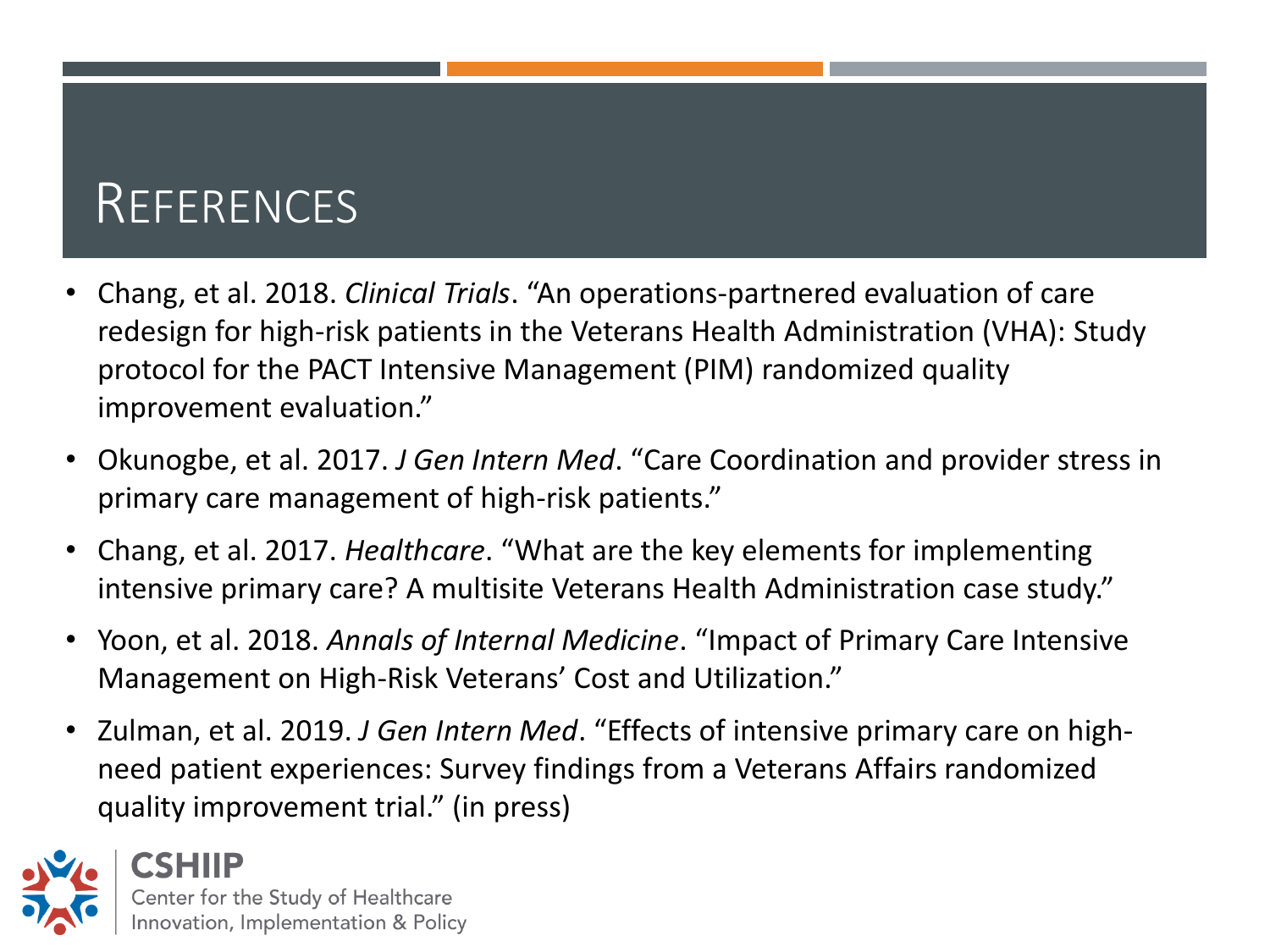# References

- Chang, et al. 2018. *Clinical Trials*. "An operations-partnered evaluation of care redesign for high-risk patients in the Veterans Health Administration (VHA): Study protocol for the PACT Intensive Management (PIM) randomized quality improvement evaluation."
- Okunogbe, et al. 2017. *J Gen Intern Med*. "Care Coordination and provider stress in primary care management of high-risk patients."
- Chang, et al. 2017. *Healthcare*. "What are the key elements for implementing intensive primary care? A multisite Veterans Health Administration case study."
- Yoon, et al. 2018. *Annals of Internal Medicine*. "Impact of Primary Care Intensive Management on High-Risk Veterans' Cost and Utilization."
- Zulman, et al. 2019. *J Gen Intern Med*. "Effects of intensive primary care on high-need patient experiences: Survey findings from a Veterans Affairs randomized quality improvement trial." (in press)

CSHIIP
Center for the Study of Healthcare Innovation, Implementation & Policy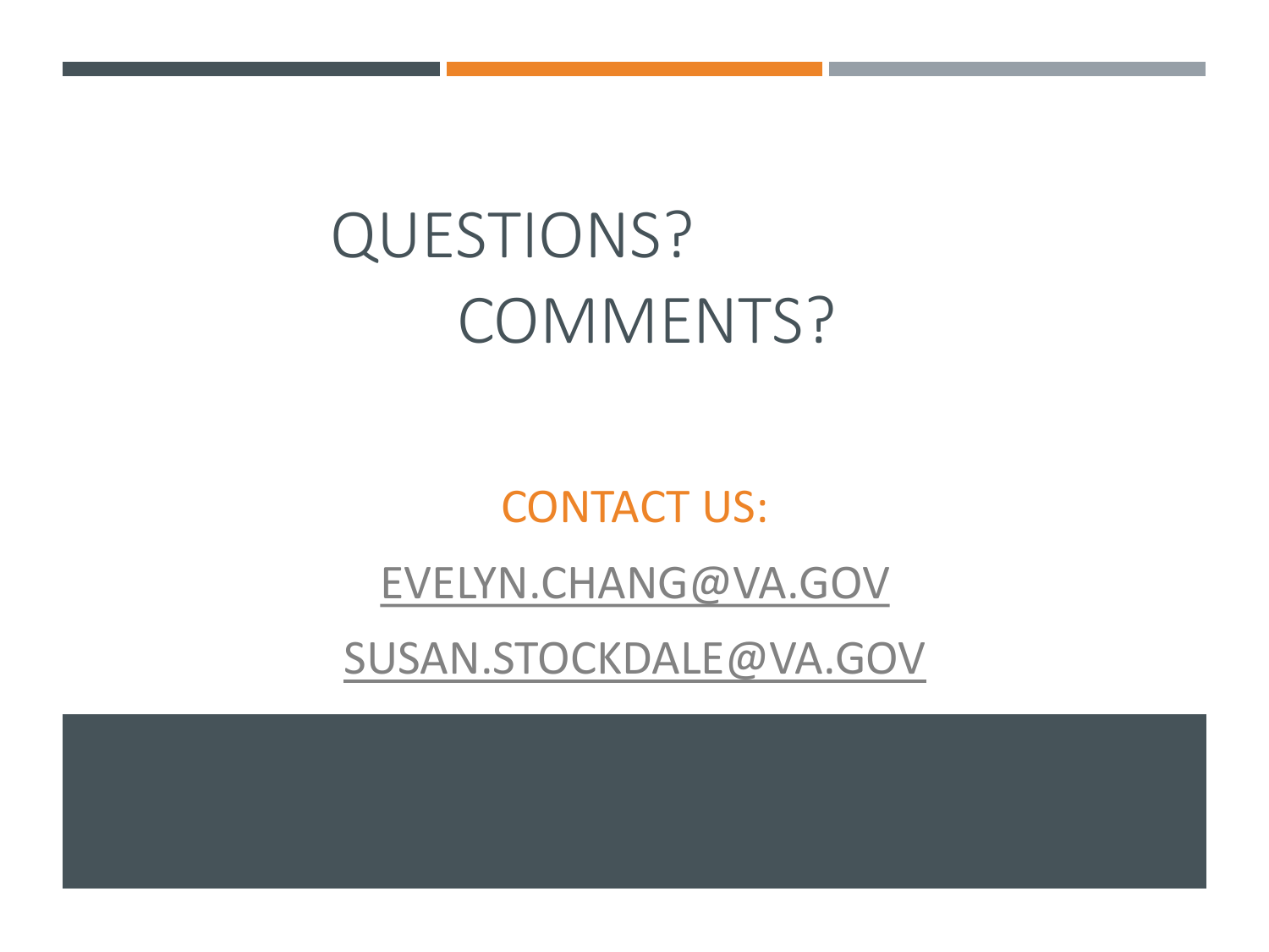# QUESTIONS?
# COMMENTS?

CONTACT US:

EVELYN.CHANG@VA.GOV

SUSAN.STOCKDALE@VA.GOV